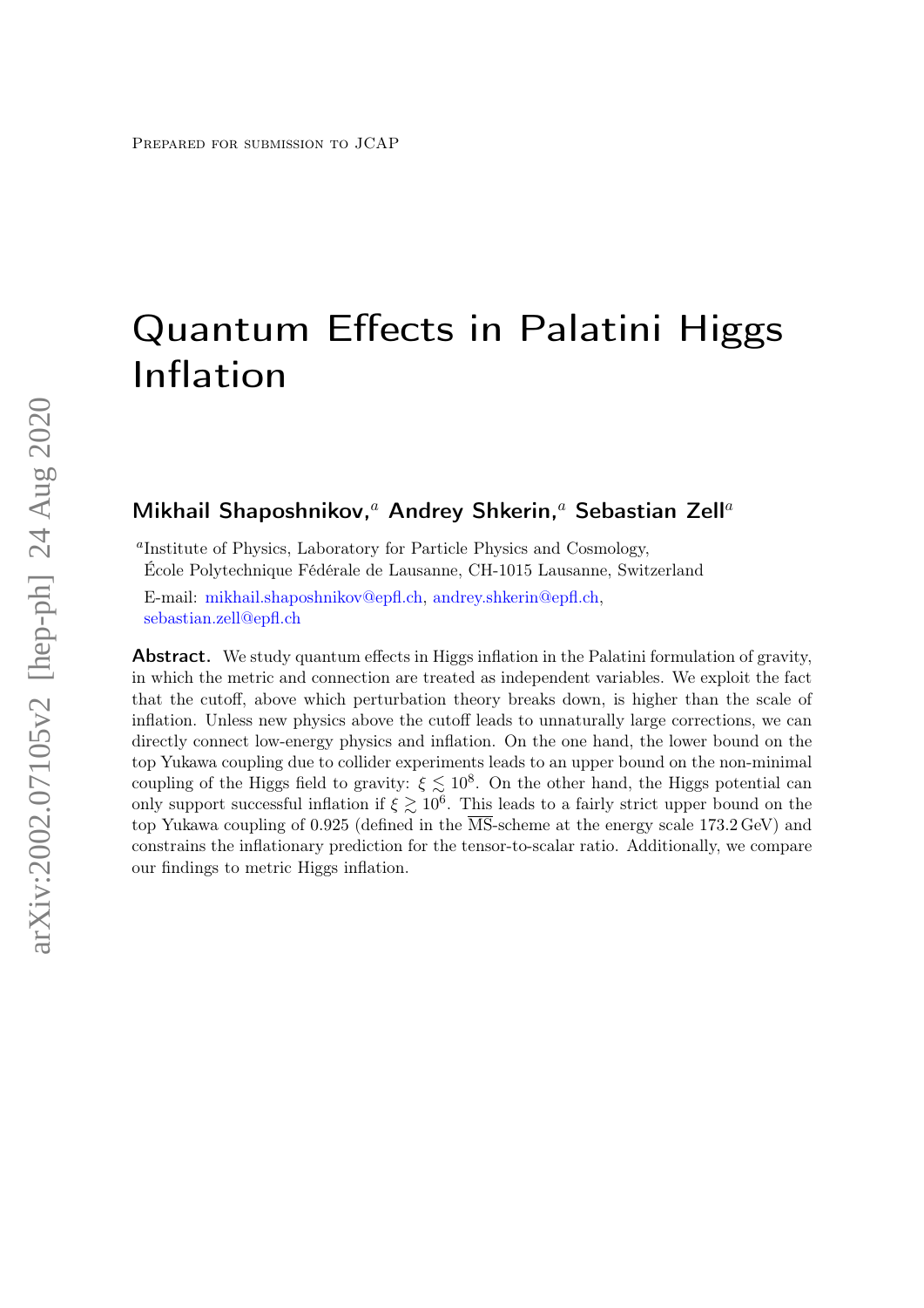Prepared for submission to JCAP

# Quantum Effects in Palatini Higgs Inflation

**Mikhail Shaposhnikov,**[a] **Andrey Shkerin,**[a] **Sebastian Zell**[a]

[a]Institute of Physics, Laboratory for Particle Physics and Cosmology,
École Polytechnique Fédérale de Lausanne, CH-1015 Lausanne, Switzerland

E-mail: mikhail.shaposhnikov@epfl.ch, andrey.shkerin@epfl.ch, sebastian.zell@epfl.ch

**Abstract.** We study quantum effects in Higgs inflation in the Palatini formulation of gravity, in which the metric and connection are treated as independent variables. We exploit the fact that the cutoff, above which perturbation theory breaks down, is higher than the scale of inflation. Unless new physics above the cutoff leads to unnaturally large corrections, we can directly connect low-energy physics and inflation. On the one hand, the lower bound on the top Yukawa coupling due to collider experiments leads to an upper band on the non-minimal coupling of the Higgs field to gravity: $\xi \lesssim 10^8$. On the other hand, the Higgs potential can only support successful inflation if $\xi \gtrsim 10^6$. This leads to a fairly strict upper bound on the top Yukawa coupling of 0.925 (defined in the $\overline{\text{MS}}$-scheme at the energy scale 173.2 GeV) and constrains the inflationary prediction for the tensor-to-scalar ratio. Additionally, we compare our findings to metric Higgs inflation.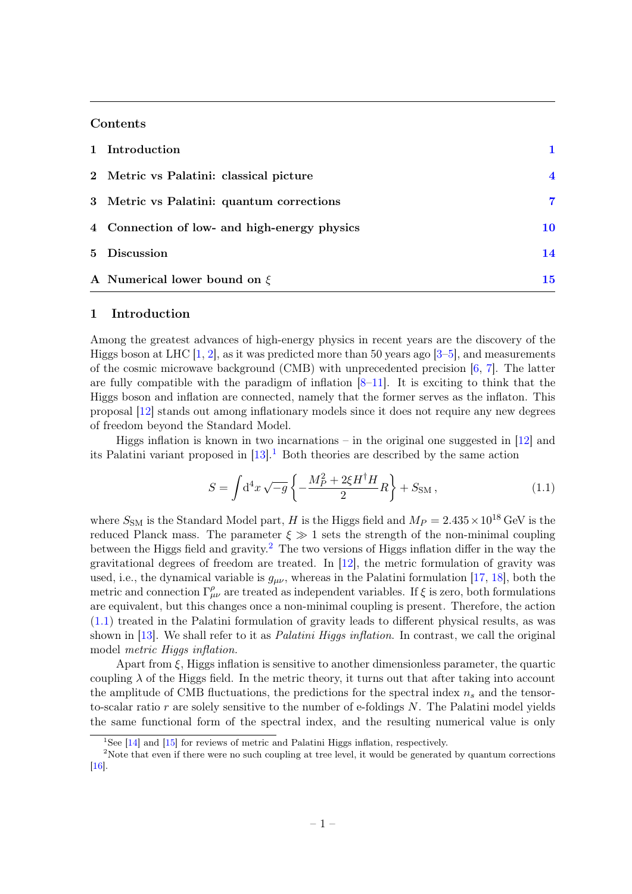## Contents

| | | |
|---|---|---|
| 1 | Introduction | 1 |
| 2 | Metric vs Palatini: classical picture | 4 |
| 3 | Metric vs Palatini: quantum corrections | 7 |
| 4 | Connection of low- and high-energy physics | 10 |
| 5 | Discussion | 14 |
| A | Numerical lower bound on $\xi$ | 15 |

# 1 Introduction

Among the greatest advances of high-energy physics in recent years are the discovery of the Higgs boson at LHC [1, 2], as it was predicted more than 50 years ago [3–5], and measurements of the cosmic microwave background (CMB) with unprecedented precision [6, 7]. The latter are fully compatible with the paradigm of inflation [8–11]. It is exciting to think that the Higgs boson and inflation are connected, namely that the former serves as the inflaton. This proposal [12] stands out among inflationary models since it does not require any new degrees of freedom beyond the Standard Model.

Higgs inflation is known in two incarnations – in the original one suggested in [12] and its Palatini variant proposed in [13].[1] Both theories are described by the same action

$$S = \int \mathrm{d}^4 x \sqrt{-g} \left\{ -\frac{M_P^2 + 2\xi H^\dagger H}{2} R \right\} + S_{\mathrm{SM}} \,, \tag{1.1}$$

where $S_{\mathrm{SM}}$ is the Standard Model part, $H$ is the Higgs field and $M_P = 2.435 \times 10^{18}$ GeV is the reduced Planck mass. The parameter $\xi \gg 1$ sets the strength of the non-minimal coupling between the Higgs field and gravity.[2] The two versions of Higgs inflation differ in the way the gravitational degrees of freedom are treated. In [12], the metric formulation of gravity was used, i.e., the dynamical variable is $g_{\mu\nu}$, whereas in the Palatini formulation [17, 18], both the metric and connection $\Gamma^\rho_{\mu\nu}$ are treated as independent variables. If $\xi$ is zero, both formulations are equivalent, but this changes once a non-minimal coupling is present. Therefore, the action (1.1) treated in the Palatini formulation of gravity leads to different physical results, as was shown in [13]. We shall refer to it as *Palatini Higgs inflation*. In contrast, we call the original model *metric Higgs inflation*.

Apart from $\xi$, Higgs inflation is sensitive to another dimensionless parameter, the quartic coupling $\lambda$ of the Higgs field. In the metric theory, it turns out that after taking into account the amplitude of CMB fluctuations, the predictions for the spectral index $n_s$ and the tensor-to-scalar ratio $r$ are solely sensitive to the number of e-foldings $N$. The Palatini model yields the same functional form of the spectral index, and the resulting numerical value is only

[1] See [14] and [15] for reviews of metric and Palatini Higgs inflation, respectively.

[2] Note that even if there were no such coupling at tree level, it would be generated by quantum corrections [16].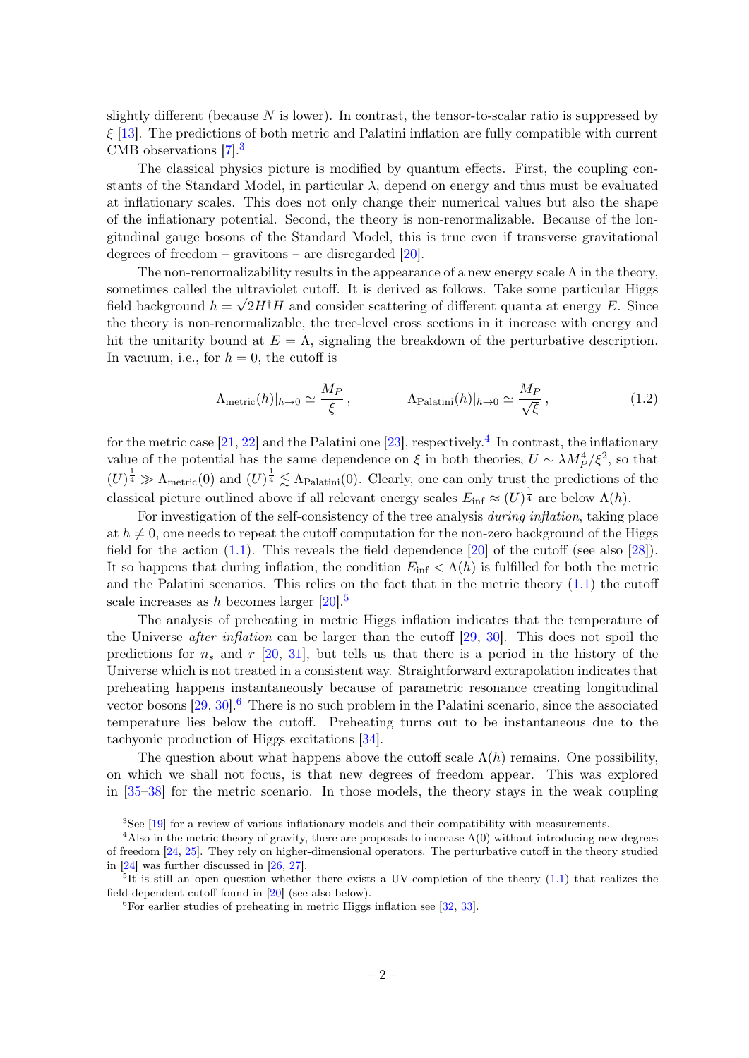slightly different (because $N$ is lower). In contrast, the tensor-to-scalar ratio is suppressed by $\xi$ [13]. The predictions of both metric and Palatini inflation are fully compatible with current CMB observations [7].[3]

The classical physics picture is modified by quantum effects. First, the coupling constants of the Standard Model, in particular $\lambda$, depend on energy and thus must be evaluated at inflationary scales. This does not only change their numerical values but also the shape of the inflationary potential. Second, the theory is non-renormalizable. Because of the longitudinal gauge bosons of the Standard Model, this is true even if transverse gravitational degrees of freedom – gravitons – are disregarded [20].

The non-renormalizability results in the appearance of a new energy scale $\Lambda$ in the theory, sometimes called the ultraviolet cutoff. It is derived as follows. Take some particular Higgs field background $h = \sqrt{2H^\dagger H}$ and consider scattering of different quanta at energy $E$. Since the theory is non-renormalizable, the tree-level cross sections in it increase with energy and hit the unitarity bound at $E = \Lambda$, signaling the breakdown of the perturbative description. In vacuum, i.e., for $h = 0$, the cutoff is

$$\Lambda_{\text{metric}}(h)|_{h\to 0} \simeq \frac{M_P}{\xi}\,, \qquad\qquad \Lambda_{\text{Palatini}}(h)|_{h\to 0} \simeq \frac{M_P}{\sqrt{\xi}}\,, \tag{1.2}$$

for the metric case [21, 22] and the Palatini one [23], respectively.[4] In contrast, the inflationary value of the potential has the same dependence on $\xi$ in both theories, $U \sim \lambda M_P^4/\xi^2$, so that $(U)^{\frac{1}{4}} \gg \Lambda_{\text{metric}}(0)$ and $(U)^{\frac{1}{4}} \lesssim \Lambda_{\text{Palatini}}(0)$. Clearly, one can only trust the predictions of the classical picture outlined above if all relevant energy scales $E_{\text{inf}} \approx (U)^{\frac{1}{4}}$ are below $\Lambda(h)$.

For investigation of the self-consistency of the tree analysis *during inflation*, taking place at $h \neq 0$, one needs to repeat the cutoff computation for the non-zero background of the Higgs field for the action (1.1). This reveals the field dependence [20] of the cutoff (see also [28]). It so happens that during inflation, the condition $E_{\text{inf}} < \Lambda(h)$ is fulfilled for both the metric and the Palatini scenarios. This relies on the fact that in the metric theory (1.1) the cutoff scale increases as $h$ becomes larger [20].[5]

The analysis of preheating in metric Higgs inflation indicates that the temperature of the Universe *after inflation* can be larger than the cutoff [29, 30]. This does not spoil the predictions for $n_s$ and $r$ [20, 31], but tells us that there is a period in the history of the Universe which is not treated in a consistent way. Straightforward extrapolation indicates that preheating happens instantaneously because of parametric resonance creating longitudinal vector bosons [29, 30].[6] There is no such problem in the Palatini scenario, since the associated temperature lies below the cutoff. Preheating turns out to be instantaneous due to the tachyonic production of Higgs excitations [34].

The question about what happens above the cutoff scale $\Lambda(h)$ remains. One possibility, on which we shall not focus, is that new degrees of freedom appear. This was explored in [35–38] for the metric scenario. In those models, the theory stays in the weak coupling

[3] See [19] for a review of various inflationary models and their compatibility with measurements.

[4] Also in the metric theory of gravity, there are proposals to increase $\Lambda(0)$ without introducing new degrees of freedom [24, 25]. They rely on higher-dimensional operators. The perturbative cutoff in the theory studied in [24] was further discussed in [26, 27].

[5] It is still an open question whether there exists a UV-completion of the theory (1.1) that realizes the field-dependent cutoff found in [20] (see also below).

[6] For earlier studies of preheating in metric Higgs inflation see [32, 33].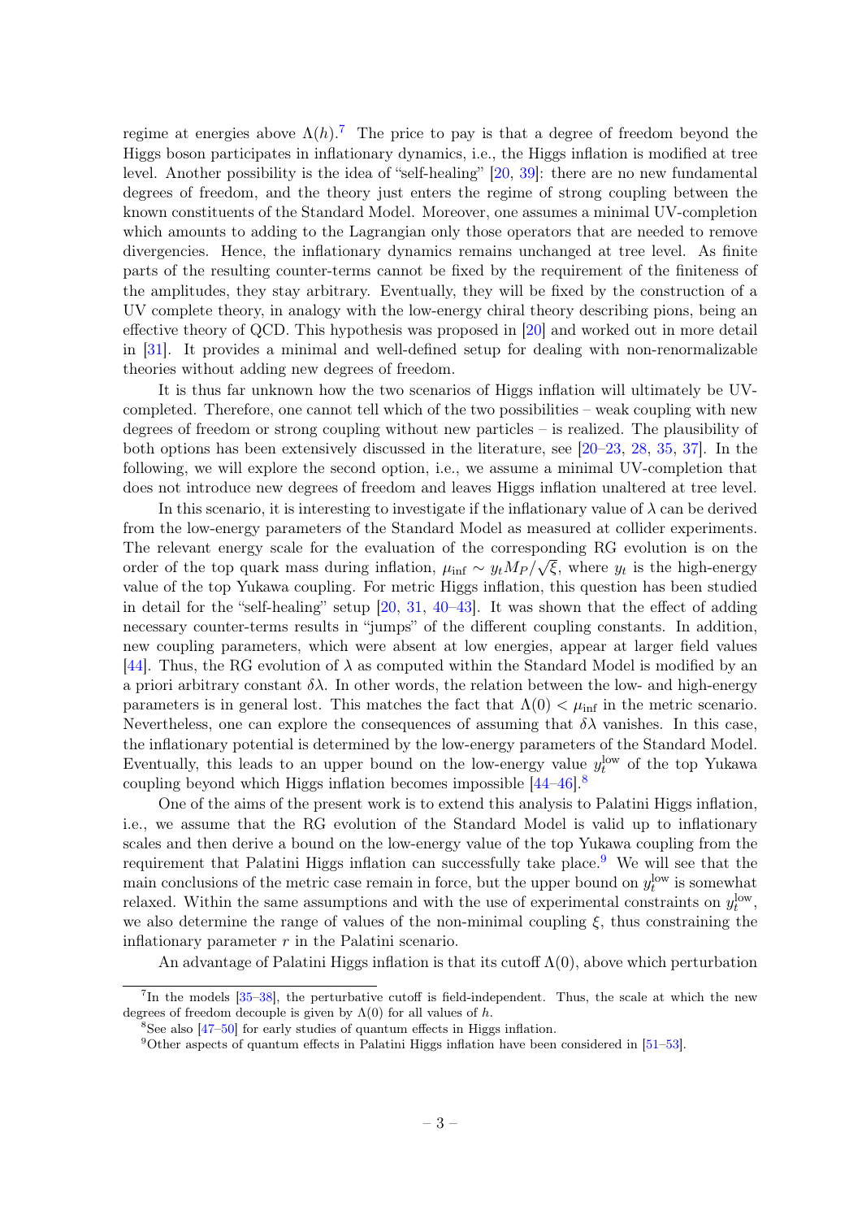regime at energies above $\Lambda(h)$.[7] The price to pay is that a degree of freedom beyond the Higgs boson participates in inflationary dynamics, i.e., the Higgs inflation is modified at tree level. Another possibility is the idea of "self-healing" [20, 39]: there are no new fundamental degrees of freedom, and the theory just enters the regime of strong coupling between the known constituents of the Standard Model. Moreover, one assumes a minimal UV-completion which amounts to adding to the Lagrangian only those operators that are needed to remove divergencies. Hence, the inflationary dynamics remains unchanged at tree level. As finite parts of the resulting counter-terms cannot be fixed by the requirement of the finiteness of the amplitudes, they stay arbitrary. Eventually, they will be fixed by the construction of a UV complete theory, in analogy with the low-energy chiral theory describing pions, being an effective theory of QCD. This hypothesis was proposed in [20] and worked out in more detail in [31]. It provides a minimal and well-defined setup for dealing with non-renormalizable theories without adding new degrees of freedom.

It is thus far unknown how the two scenarios of Higgs inflation will ultimately be UV-completed. Therefore, one cannot tell which of the two possibilities – weak coupling with new degrees of freedom or strong coupling without new particles – is realized. The plausibility of both options has been extensively discussed in the literature, see [20–23, 28, 35, 37]. In the following, we will explore the second option, i.e., we assume a minimal UV-completion that does not introduce new degrees of freedom and leaves Higgs inflation unaltered at tree level.

In this scenario, it is interesting to investigate if the inflationary value of $\lambda$ can be derived from the low-energy parameters of the Standard Model as measured at collider experiments. The relevant energy scale for the evaluation of the corresponding RG evolution is on the order of the top quark mass during inflation, $\mu_{\text{inf}} \sim y_t M_P/\sqrt{\xi}$, where $y_t$ is the high-energy value of the top Yukawa coupling. For metric Higgs inflation, this question has been studied in detail for the "self-healing" setup [20, 31, 40–43]. It was shown that the effect of adding necessary counter-terms results in "jumps" of the different coupling constants. In addition, new coupling parameters, which were absent at low energies, appear at larger field values [44]. Thus, the RG evolution of $\lambda$ as computed within the Standard Model is modified by an a priori arbitrary constant $\delta\lambda$. In other words, the relation between the low- and high-energy parameters is in general lost. This matches the fact that $\Lambda(0) < \mu_{\text{inf}}$ in the metric scenario. Nevertheless, one can explore the consequences of assuming that $\delta\lambda$ vanishes. In this case, the inflationary potential is determined by the low-energy parameters of the Standard Model. Eventually, this leads to an upper bound on the low-energy value $y_t^{\text{low}}$ of the top Yukawa coupling beyond which Higgs inflation becomes impossible [44–46].[8]

One of the aims of the present work is to extend this analysis to Palatini Higgs inflation, i.e., we assume that the RG evolution of the Standard Model is valid up to inflationary scales and then derive a bound on the low-energy value of the top Yukawa coupling from the requirement that Palatini Higgs inflation can successfully take place.[9] We will see that the main conclusions of the metric case remain in force, but the upper bound on $y_t^{\text{low}}$ is somewhat relaxed. Within the same assumptions and with the use of experimental constraints on $y_t^{\text{low}}$, we also determine the range of values of the non-minimal coupling $\xi$, thus constraining the inflationary parameter $r$ in the Palatini scenario.

An advantage of Palatini Higgs inflation is that its cutoff $\Lambda(0)$, above which perturbation

---

[7] In the models [35–38], the perturbative cutoff is field-independent. Thus, the scale at which the new degrees of freedom decouple is given by $\Lambda(0)$ for all values of $h$.

[8] See also [47–50] for early studies of quantum effects in Higgs inflation.

[9] Other aspects of quantum effects in Palatini Higgs inflation have been considered in [51–53].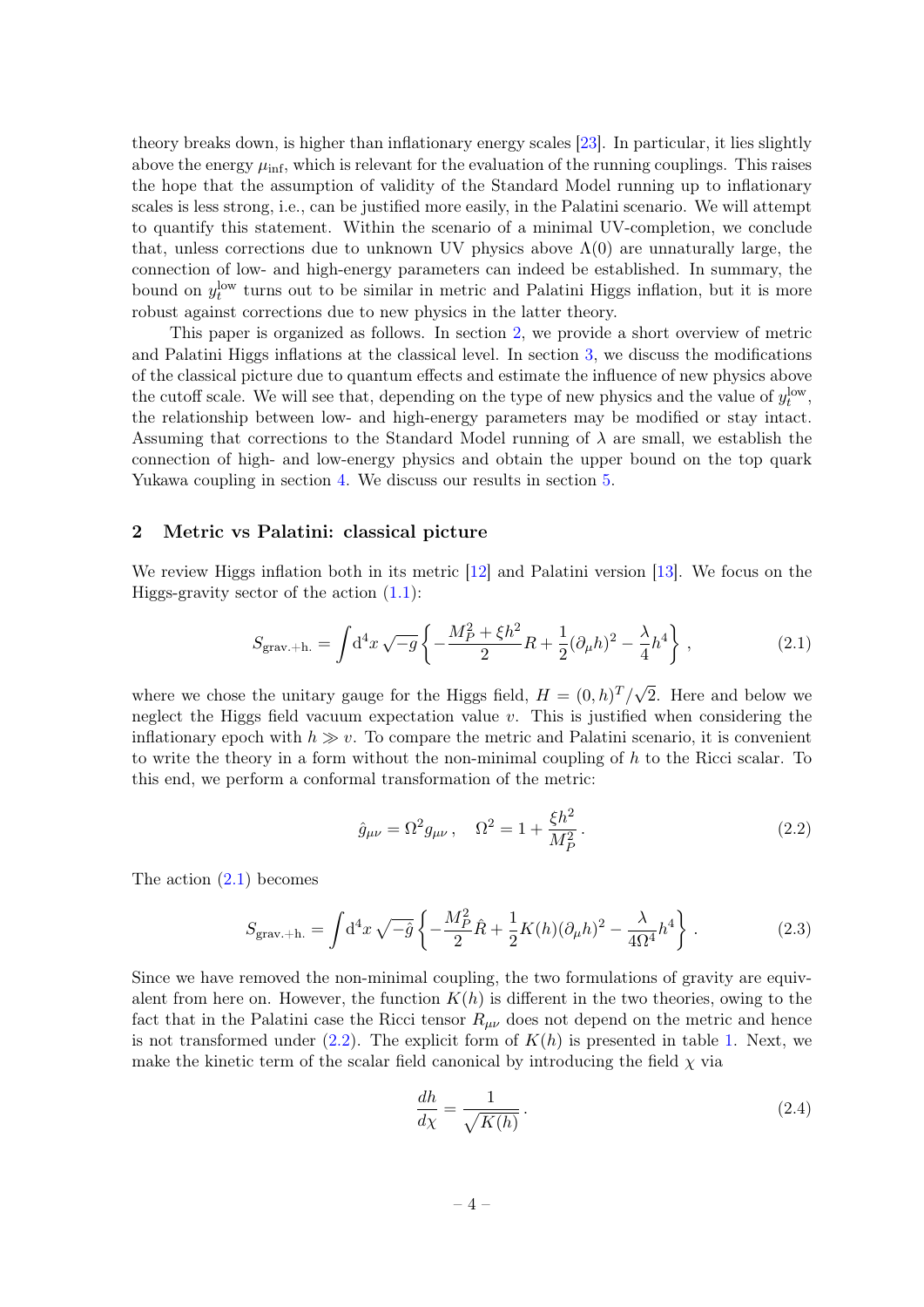theory breaks down, is higher than inflationary energy scales [23]. In particular, it lies slightly above the energy $\mu_{\rm inf}$, which is relevant for the evaluation of the running couplings. This raises the hope that the assumption of validity of the Standard Model running up to inflationary scales is less strong, i.e., can be justified more easily, in the Palatini scenario. We will attempt to quantify this statement. Within the scenario of a minimal UV-completion, we conclude that, unless corrections due to unknown UV physics above $\Lambda(0)$ are unnaturally large, the connection of low- and high-energy parameters can indeed be established. In summary, the bound on $y_t^{\rm low}$ turns out to be similar in metric and Palatini Higgs inflation, but it is more robust against corrections due to new physics in the latter theory.

This paper is organized as follows. In section 2, we provide a short overview of metric and Palatini Higgs inflations at the classical level. In section 3, we discuss the modifications of the classical picture due to quantum effects and estimate the influence of new physics above the cutoff scale. We will see that, depending on the type of new physics and the value of $y_t^{\rm low}$, the relationship between low- and high-energy parameters may be modified or stay intact. Assuming that corrections to the Standard Model running of $\lambda$ are small, we establish the connection of high- and low-energy physics and obtain the upper bound on the top quark Yukawa coupling in section 4. We discuss our results in section 5.

## 2 Metric vs Palatini: classical picture

We review Higgs inflation both in its metric [12] and Palatini version [13]. We focus on the Higgs-gravity sector of the action (1.1):

$$S_{\rm grav.+h.} = \int {\rm d}^4x\,\sqrt{-g}\left\{-\frac{M_P^2+\xi h^2}{2}R + \frac{1}{2}(\partial_\mu h)^2 - \frac{\lambda}{4}h^4\right\}\,, \tag{2.1}$$

where we chose the unitary gauge for the Higgs field, $H=(0,h)^T/\sqrt{2}$. Here and below we neglect the Higgs field vacuum expectation value $v$. This is justified when considering the inflationary epoch with $h\gg v$. To compare the metric and Palatini scenario, it is convenient to write the theory in a form without the non-minimal coupling of $h$ to the Ricci scalar. To this end, we perform a conformal transformation of the metric:

$$\hat{g}_{\mu\nu} = \Omega^2 g_{\mu\nu}\,,\quad \Omega^2 = 1+\frac{\xi h^2}{M_P^2}\,. \tag{2.2}$$

The action (2.1) becomes

$$S_{\rm grav.+h.} = \int {\rm d}^4x\,\sqrt{-\hat{g}}\left\{-\frac{M_P^2}{2}\hat{R} + \frac{1}{2}K(h)(\partial_\mu h)^2 - \frac{\lambda}{4\Omega^4}h^4\right\}\,. \tag{2.3}$$

Since we have removed the non-minimal coupling, the two formulations of gravity are equivalent from here on. However, the function $K(h)$ is different in the two theories, owing to the fact that in the Palatini case the Ricci tensor $R_{\mu\nu}$ does not depend on the metric and hence is not transformed under (2.2). The explicit form of $K(h)$ is presented in table 1. Next, we make the kinetic term of the scalar field canonical by introducing the field $\chi$ via

$$\frac{dh}{d\chi} = \frac{1}{\sqrt{K(h)}}\,. \tag{2.4}$$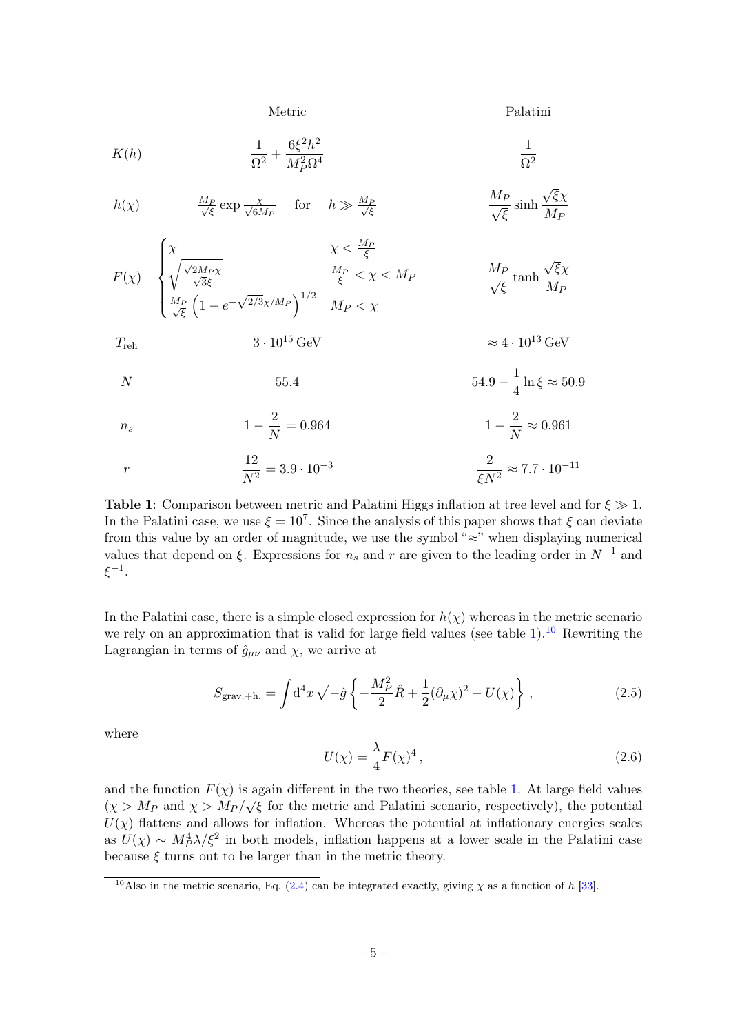| | Metric | Palatini |
|---|---|---|
| $K(h)$ | $\frac{1}{\Omega^2} + \frac{6\xi^2 h^2}{M_P^2 \Omega^4}$ | $\frac{1}{\Omega^2}$ |
| $h(\chi)$ | $\frac{M_P}{\sqrt{\xi}} \exp \frac{\chi}{\sqrt{6} M_P}$ for $h \gg \frac{M_P}{\sqrt{\xi}}$ | $\frac{M_P}{\sqrt{\xi}} \sinh \frac{\sqrt{\xi}\chi}{M_P}$ |
| $F(\chi)$ | $\begin{cases} \chi & \chi < \frac{M_P}{\xi} \\ \sqrt{\frac{\sqrt{2} M_P \chi}{\sqrt{3}\xi}} & \frac{M_P}{\xi} < \chi < M_P \\ \frac{M_P}{\sqrt{\xi}} \left(1 - e^{-\sqrt{2/3}\chi/M_P}\right)^{1/2} & M_P < \chi \end{cases}$ | $\frac{M_P}{\sqrt{\xi}} \tanh \frac{\sqrt{\xi}\chi}{M_P}$ |
| $T_{\text{reh}}$ | $3 \cdot 10^{15}\,\text{GeV}$ | $\approx 4 \cdot 10^{13}\,\text{GeV}$ |
| $N$ | $55.4$ | $54.9 - \frac{1}{4} \ln \xi \approx 50.9$ |
| $n_s$ | $1 - \frac{2}{N} = 0.964$ | $1 - \frac{2}{N} \approx 0.961$ |
| $r$ | $\frac{12}{N^2} = 3.9 \cdot 10^{-3}$ | $\frac{2}{\xi N^2} \approx 7.7 \cdot 10^{-11}$ |

**Table 1**: Comparison between metric and Palatini Higgs inflation at tree level and for $\xi \gg 1$. In the Palatini case, we use $\xi = 10^7$. Since the analysis of this paper shows that $\xi$ can deviate from this value by an order of magnitude, we use the symbol "$\approx$" when displaying numerical values that depend on $\xi$. Expressions for $n_s$ and $r$ are given to the leading order in $N^{-1}$ and $\xi^{-1}$.

In the Palatini case, there is a simple closed expression for $h(\chi)$ whereas in the metric scenario we rely on an approximation that is valid for large field values (see table 1).[10] Rewriting the Lagrangian in terms of $\hat{g}_{\mu\nu}$ and $\chi$, we arrive at

$$S_{\text{grav.+h.}} = \int \mathrm{d}^4x \sqrt{-\hat{g}} \left\{ -\frac{M_P^2}{2} \hat{R} + \frac{1}{2} (\partial_\mu \chi)^2 - U(\chi) \right\}, \tag{2.5}$$

where

$$U(\chi) = \frac{\lambda}{4} F(\chi)^4, \tag{2.6}$$

and the function $F(\chi)$ is again different in the two theories, see table 1. At large field values ($\chi > M_P$ and $\chi > M_P/\sqrt{\xi}$ for the metric and Palatini scenario, respectively), the potential $U(\chi)$ flattens and allows for inflation. Whereas the potential at inflationary energies scales as $U(\chi) \sim M_P^4 \lambda / \xi^2$ in both models, inflation happens at a lower scale in the Palatini case because $\xi$ turns out to be larger than in the metric theory.

[10] Also in the metric scenario, Eq. (2.4) can be integrated exactly, giving $\chi$ as a function of $h$ [33].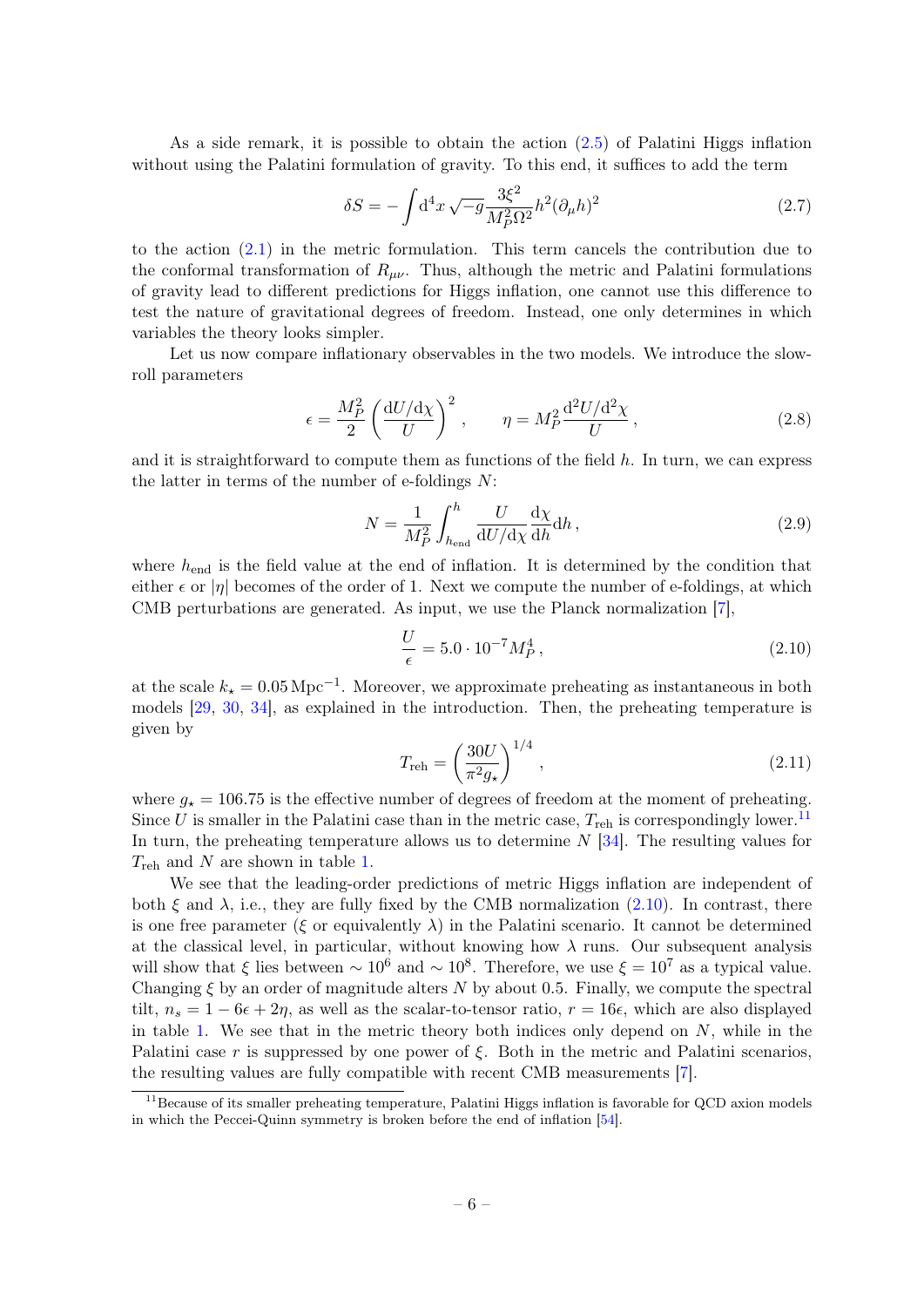As a side remark, it is possible to obtain the action (2.5) of Palatini Higgs inflation without using the Palatini formulation of gravity. To this end, it suffices to add the term

$$\delta S = -\int \mathrm{d}^4 x \sqrt{-g} \frac{3\xi^2}{M_P^2 \Omega^2} h^2 (\partial_\mu h)^2 \tag{2.7}$$

to the action (2.1) in the metric formulation. This term cancels the contribution due to the conformal transformation of $R_{\mu\nu}$. Thus, although the metric and Palatini formulations of gravity lead to different predictions for Higgs inflation, one cannot use this difference to test the nature of gravitational degrees of freedom. Instead, one only determines in which variables the theory looks simpler.

Let us now compare inflationary observables in the two models. We introduce the slow-roll parameters

$$\epsilon = \frac{M_P^2}{2} \left( \frac{\mathrm{d}U/\mathrm{d}\chi}{U} \right)^2 , \qquad \eta = M_P^2 \frac{\mathrm{d}^2 U/\mathrm{d}^2 \chi}{U} , \tag{2.8}$$

and it is straightforward to compute them as functions of the field $h$. In turn, we can express the latter in terms of the number of e-foldings $N$:

$$N = \frac{1}{M_P^2} \int_{h_{\text{end}}}^{h} \frac{U}{\mathrm{d}U/\mathrm{d}\chi} \frac{\mathrm{d}\chi}{\mathrm{d}h} \mathrm{d}h , \tag{2.9}$$

where $h_{\text{end}}$ is the field value at the end of inflation. It is determined by the condition that either $\epsilon$ or $|\eta|$ becomes of the order of 1. Next we compute the number of e-foldings, at which CMB perturbations are generated. As input, we use the Planck normalization [7],

$$\frac{U}{\epsilon} = 5.0 \cdot 10^{-7} M_P^4 , \tag{2.10}$$

at the scale $k_\star = 0.05\,\text{Mpc}^{-1}$. Moreover, we approximate preheating as instantaneous in both models [29, 30, 34], as explained in the introduction. Then, the preheating temperature is given by

$$T_{\text{reh}} = \left( \frac{30 U}{\pi^2 g_\star} \right)^{1/4} , \tag{2.11}$$

where $g_\star = 106.75$ is the effective number of degrees of freedom at the moment of preheating. Since $U$ is smaller in the Palatini case than in the metric case, $T_{\text{reh}}$ is correspondingly lower.[11] In turn, the preheating temperature allows us to determine $N$ [34]. The resulting values for $T_{\text{reh}}$ and $N$ are shown in table 1.

We see that the leading-order predictions of metric Higgs inflation are independent of both $\xi$ and $\lambda$, i.e., they are fully fixed by the CMB normalization (2.10). In contrast, there is one free parameter ($\xi$ or equivalently $\lambda$) in the Palatini scenario. It cannot be determined at the classical level, in particular, without knowing how $\lambda$ runs. Our subsequent analysis will show that $\xi$ lies between $\sim 10^6$ and $\sim 10^8$. Therefore, we use $\xi = 10^7$ as a typical value. Changing $\xi$ by an order of magnitude alters $N$ by about 0.5. Finally, we compute the spectral tilt, $n_s = 1 - 6\epsilon + 2\eta$, as well as the scalar-to-tensor ratio, $r = 16\epsilon$, which are also displayed in table 1. We see that in the metric theory both indices only depend on $N$, while in the Palatini case $r$ is suppressed by one power of $\xi$. Both in the metric and Palatini scenarios, the resulting values are fully compatible with recent CMB measurements [7].

[11] Because of its smaller preheating temperature, Palatini Higgs inflation is favorable for QCD axion models in which the Peccei-Quinn symmetry is broken before the end of inflation [54].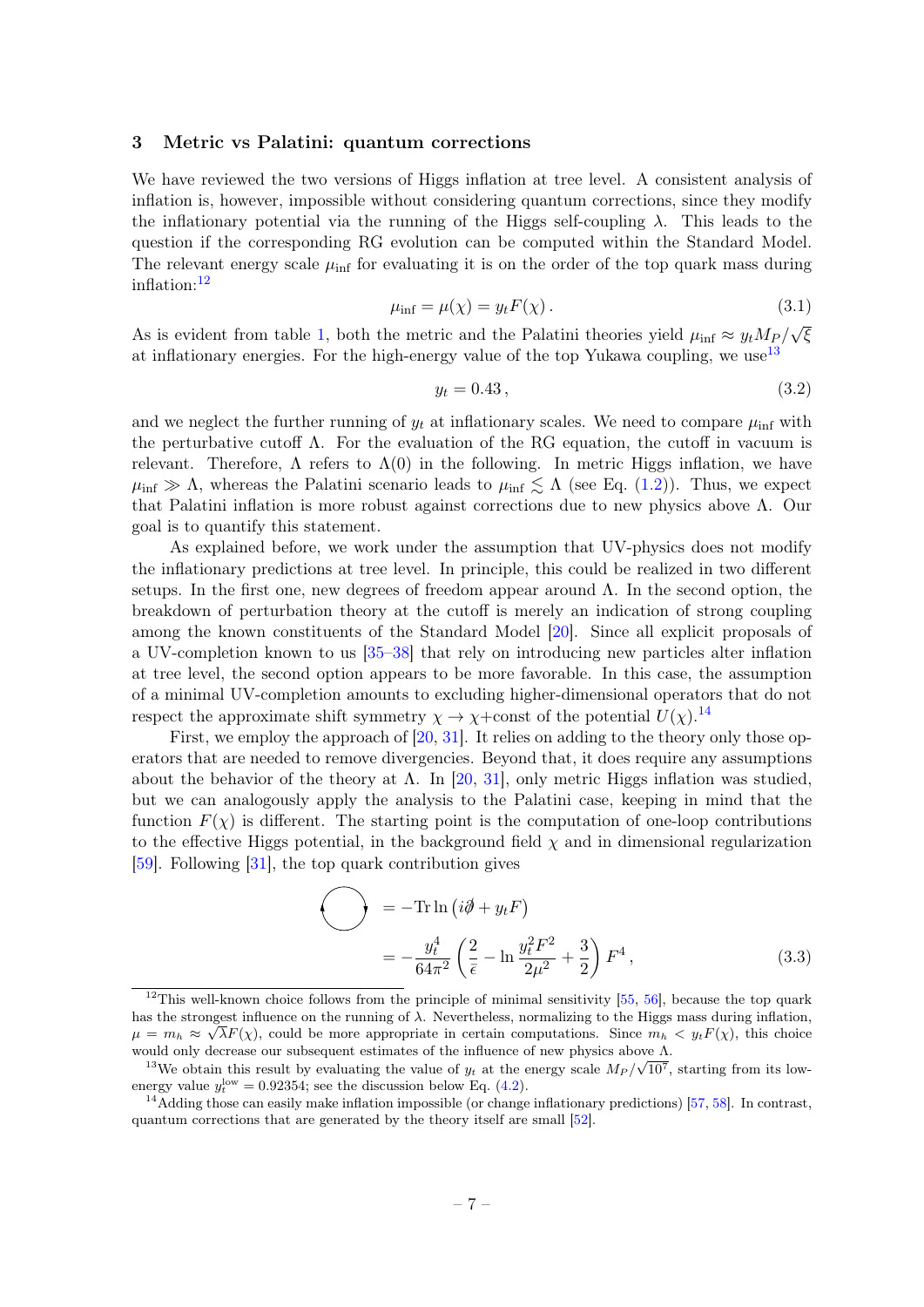## 3 Metric vs Palatini: quantum corrections

We have reviewed the two versions of Higgs inflation at tree level. A consistent analysis of inflation is, however, impossible without considering quantum corrections, since they modify the inflationary potential via the running of the Higgs self-coupling $\lambda$. This leads to the question if the corresponding RG evolution can be computed within the Standard Model. The relevant energy scale $\mu_{\rm inf}$ for evaluating it is on the order of the top quark mass during inflation:[12]

$$\mu_{\rm inf} = \mu(\chi) = y_t F(\chi) \,. \tag{3.1}$$

As is evident from table 1, both the metric and the Palatini theories yield $\mu_{\rm inf} \approx y_t M_P/\sqrt{\xi}$ at inflationary energies. For the high-energy value of the top Yukawa coupling, we use[13]

$$y_t = 0.43 \,, \tag{3.2}$$

and we neglect the further running of $y_t$ at inflationary scales. We need to compare $\mu_{\rm inf}$ with the perturbative cutoff $\Lambda$. For the evaluation of the RG equation, the cutoff in vacuum is relevant. Therefore, $\Lambda$ refers to $\Lambda(0)$ in the following. In metric Higgs inflation, we have $\mu_{\rm inf} \gg \Lambda$, whereas the Palatini scenario leads to $\mu_{\rm inf} \lesssim \Lambda$ (see Eq. (1.2)). Thus, we expect that Palatini inflation is more robust against corrections due to new physics above $\Lambda$. Our goal is to quantify this statement.

As explained before, we work under the assumption that UV-physics does not modify the inflationary predictions at tree level. In principle, this could be realized in two different setups. In the first one, new degrees of freedom appear around $\Lambda$. In the second option, the breakdown of perturbation theory at the cutoff is merely an indication of strong coupling among the known constituents of the Standard Model [20]. Since all explicit proposals of a UV-completion known to us [35–38] that rely on introducing new particles alter inflation at tree level, the second option appears to be more favorable. In this case, the assumption of a minimal UV-completion amounts to excluding higher-dimensional operators that do not respect the approximate shift symmetry $\chi \rightarrow \chi$+const of the potential $U(\chi)$.[14]

First, we employ the approach of [20, 31]. It relies on adding to the theory only those operators that are needed to remove divergencies. Beyond that, it does require any assumptions about the behavior of the theory at $\Lambda$. In [20, 31], only metric Higgs inflation was studied, but we can analogously apply the analysis to the Palatini case, keeping in mind that the function $F(\chi)$ is different. The starting point is the computation of one-loop contributions to the effective Higgs potential, in the background field $\chi$ and in dimensional regularization [59]. Following [31], the top quark contribution gives

$$\begin{aligned} \bigcirc \quad &= -\mathrm{Tr} \ln \left( i\partial\!\!\!/ + y_t F \right) \\ &= -\frac{y_t^4}{64\pi^2} \left( \frac{2}{\bar{\epsilon}} - \ln \frac{y_t^2 F^2}{2\mu^2} + \frac{3}{2} \right) F^4 \,, \end{aligned} \tag{3.3}$$

---

[12] This well-known choice follows from the principle of minimal sensitivity [55, 56], because the top quark has the strongest influence on the running of $\lambda$. Nevertheless, normalizing to the Higgs mass during inflation, $\mu = m_h \approx \sqrt{\lambda} F(\chi)$, could be more appropriate in certain computations. Since $m_h < y_t F(\chi)$, this choice would only decrease our subsequent estimates of the influence of new physics above $\Lambda$.

[13] We obtain this result by evaluating the value of $y_t$ at the energy scale $M_P/\sqrt{10^7}$, starting from its low-energy value $y_t^{\rm low} = 0.92354$; see the discussion below Eq. (4.2).

[14] Adding those can easily make inflation impossible (or change inflationary predictions) [57, 58]. In contrast, quantum corrections that are generated by the theory itself are small [52].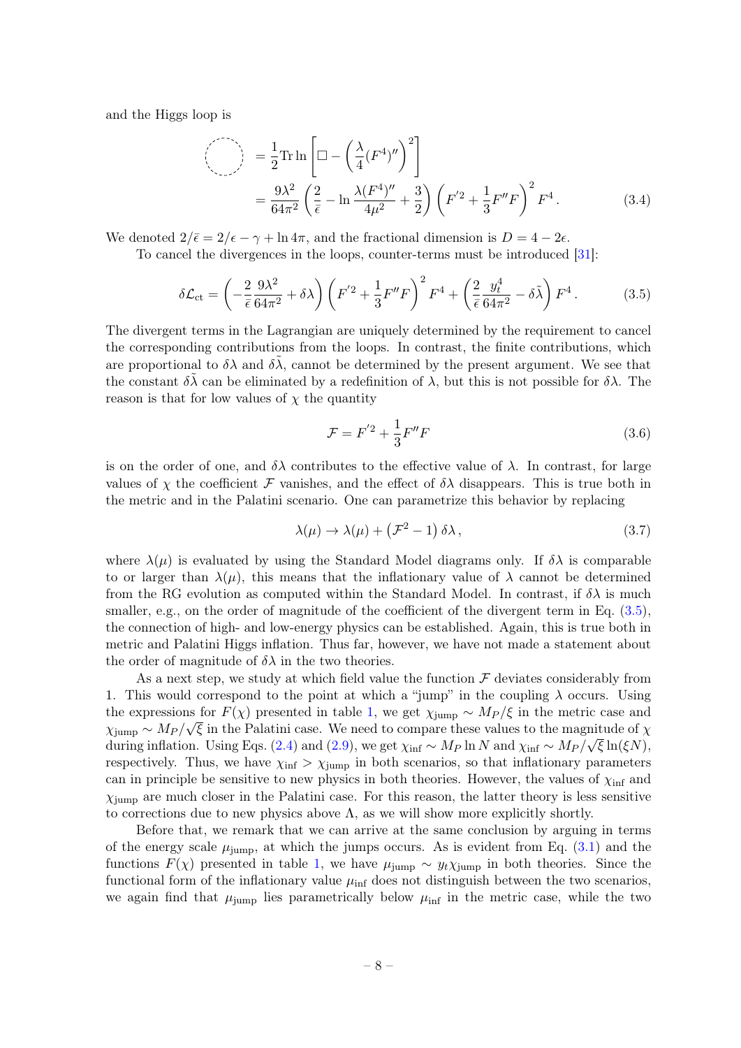and the Higgs loop is

$$
\begin{aligned}
\text{(Higgs loop)} &= \frac{1}{2}\mathrm{Tr}\ln\left[\Box - \left(\frac{\lambda}{4}(F^4)''\right)^2\right] \\
&= \frac{9\lambda^2}{64\pi^2}\left(\frac{2}{\bar{\epsilon}} - \ln\frac{\lambda(F^4)''}{4\mu^2} + \frac{3}{2}\right)\left(F'^2 + \frac{1}{3}F''F\right)^2 F^4 \,. \qquad (3.4)
\end{aligned}
$$

We denoted $2/\bar{\epsilon} = 2/\epsilon - \gamma + \ln 4\pi$, and the fractional dimension is $D = 4 - 2\epsilon$.

To cancel the divergences in the loops, counter-terms must be introduced [31]:

$$
\delta\mathcal{L}_{\rm ct} = \left(-\frac{2}{\bar{\epsilon}}\frac{9\lambda^2}{64\pi^2} + \delta\lambda\right)\left(F'^2 + \frac{1}{3}F''F\right)^2 F^4 + \left(\frac{2}{\bar{\epsilon}}\frac{y_t^4}{64\pi^2} - \delta\tilde{\lambda}\right)F^4 \,. \tag{3.5}
$$

The divergent terms in the Lagrangian are uniquely determined by the requirement to cancel the corresponding contributions from the loops. In contrast, the finite contributions, which are proportional to $\delta\lambda$ and $\delta\tilde{\lambda}$, cannot be determined by the present argument. We see that the constant $\delta\tilde{\lambda}$ can be eliminated by a redefinition of $\lambda$, but this is not possible for $\delta\lambda$. The reason is that for low values of $\chi$ the quantity

$$
\mathcal{F} = F'^2 + \frac{1}{3}F''F \tag{3.6}
$$

is on the order of one, and $\delta\lambda$ contributes to the effective value of $\lambda$. In contrast, for large values of $\chi$ the coefficient $\mathcal{F}$ vanishes, and the effect of $\delta\lambda$ disappears. This is true both in the metric and in the Palatini scenario. One can parametrize this behavior by replacing

$$
\lambda(\mu) \to \lambda(\mu) + \left(\mathcal{F}^2 - 1\right)\delta\lambda \,, \tag{3.7}
$$

where $\lambda(\mu)$ is evaluated by using the Standard Model diagrams only. If $\delta\lambda$ is comparable to or larger than $\lambda(\mu)$, this means that the inflationary value of $\lambda$ cannot be determined from the RG evolution as computed within the Standard Model. In contrast, if $\delta\lambda$ is much smaller, e.g., on the order of magnitude of the coefficient of the divergent term in Eq. (3.5), the connection of high- and low-energy physics can be established. Again, this is true both in metric and Palatini Higgs inflation. Thus far, however, we have not made a statement about the order of magnitude of $\delta\lambda$ in the two theories.

As a next step, we study at which field value the function $\mathcal{F}$ deviates considerably from 1. This would correspond to the point at which a "jump" in the coupling $\lambda$ occurs. Using the expressions for $F(\chi)$ presented in table 1, we get $\chi_{\rm jump} \sim M_P/\xi$ in the metric case and $\chi_{\rm jump} \sim M_P/\sqrt{\xi}$ in the Palatini case. We need to compare these values to the magnitude of $\chi$ during inflation. Using Eqs. (2.4) and (2.9), we get $\chi_{\rm inf} \sim M_P \ln N$ and $\chi_{\rm inf} \sim M_P/\sqrt{\xi}\ln(\xi N)$, respectively. Thus, we have $\chi_{\rm inf} > \chi_{\rm jump}$ in both scenarios, so that inflationary parameters can in principle be sensitive to new physics in both theories. However, the values of $\chi_{\rm inf}$ and $\chi_{\rm jump}$ are much closer in the Palatini case. For this reason, the latter theory is less sensitive to corrections due to new physics above $\Lambda$, as we will show more explicitly shortly.

Before that, we remark that we can arrive at the same conclusion by arguing in terms of the energy scale $\mu_{\rm jump}$, at which the jumps occurs. As is evident from Eq. (3.1) and the functions $F(\chi)$ presented in table 1, we have $\mu_{\rm jump} \sim y_t\chi_{\rm jump}$ in both theories. Since the functional form of the inflationary value $\mu_{\rm inf}$ does not distinguish between the two scenarios, we again find that $\mu_{\rm jump}$ lies parametrically below $\mu_{\rm inf}$ in the metric case, while the two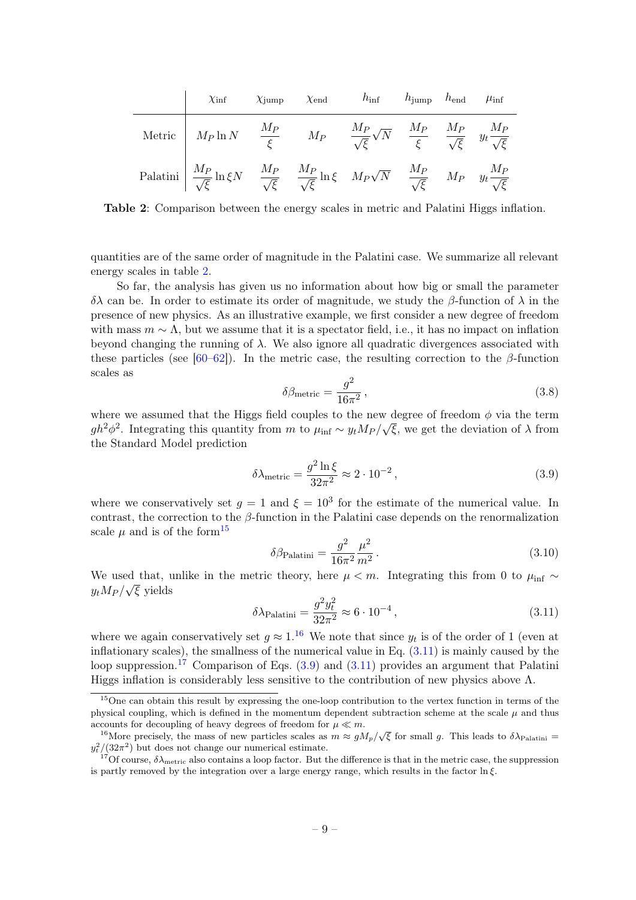| | $\chi_{\rm inf}$ | $\chi_{\rm jump}$ | $\chi_{\rm end}$ | $h_{\rm inf}$ | $h_{\rm jump}$ | $h_{\rm end}$ | $\mu_{\rm inf}$ |
|---|---|---|---|---|---|---|---|
| Metric | $M_P \ln N$ | $\dfrac{M_P}{\xi}$ | $M_P$ | $\dfrac{M_P}{\sqrt{\xi}}\sqrt{N}$ | $\dfrac{M_P}{\xi}$ | $\dfrac{M_P}{\sqrt{\xi}}$ | $y_t \dfrac{M_P}{\sqrt{\xi}}$ |
| Palatini | $\dfrac{M_P}{\sqrt{\xi}} \ln \xi N$ | $\dfrac{M_P}{\sqrt{\xi}}$ | $\dfrac{M_P}{\sqrt{\xi}} \ln \xi$ | $M_P \sqrt{N}$ | $\dfrac{M_P}{\sqrt{\xi}}$ | $M_P$ | $y_t \dfrac{M_P}{\sqrt{\xi}}$ |

**Table 2**: Comparison between the energy scales in metric and Palatini Higgs inflation.

quantities are of the same order of magnitude in the Palatini case. We summarize all relevant energy scales in table 2.

So far, the analysis has given us no information about how big or small the parameter $\delta\lambda$ can be. In order to estimate its order of magnitude, we study the $\beta$-function of $\lambda$ in the presence of new physics. As an illustrative example, we first consider a new degree of freedom with mass $m \sim \Lambda$, but we assume that it is a spectator field, i.e., it has no impact on inflation beyond changing the running of $\lambda$. We also ignore all quadratic divergences associated with these particles (see [60–62]). In the metric case, the resulting correction to the $\beta$-function scales as

$$\delta\beta_{\rm metric} = \frac{g^2}{16\pi^2}\,, \tag{3.8}$$

where we assumed that the Higgs field couples to the new degree of freedom $\phi$ via the term $gh^2\phi^2$. Integrating this quantity from $m$ to $\mu_{\rm inf} \sim y_t M_P/\sqrt{\xi}$, we get the deviation of $\lambda$ from the Standard Model prediction

$$\delta\lambda_{\rm metric} = \frac{g^2 \ln \xi}{32\pi^2} \approx 2 \cdot 10^{-2}\,, \tag{3.9}$$

where we conservatively set $g = 1$ and $\xi = 10^3$ for the estimate of the numerical value. In contrast, the correction to the $\beta$-function in the Palatini case depends on the renormalization scale $\mu$ and is of the form[15]

$$\delta\beta_{\rm Palatini} = \frac{g^2}{16\pi^2}\frac{\mu^2}{m^2}\,. \tag{3.10}$$

We used that, unlike in the metric theory, here $\mu < m$. Integrating this from 0 to $\mu_{\rm inf} \sim y_t M_P/\sqrt{\xi}$ yields

$$\delta\lambda_{\rm Palatini} = \frac{g^2 y_t^2}{32\pi^2} \approx 6 \cdot 10^{-4}\,, \tag{3.11}$$

where we again conservatively set $g \approx 1$.[16] We note that since $y_t$ is of the order of 1 (even at inflationary scales), the smallness of the numerical value in Eq. (3.11) is mainly caused by the loop suppression.[17] Comparison of Eqs. (3.9) and (3.11) provides an argument that Palatini Higgs inflation is considerably less sensitive to the contribution of new physics above $\Lambda$.

---

[15] One can obtain this result by expressing the one-loop contribution to the vertex function in terms of the physical coupling, which is defined in the momentum dependent subtraction scheme at the scale $\mu$ and thus accounts for decoupling of heavy degrees of freedom for $\mu \ll m$.

[16] More precisely, the mass of new particles scales as $m \approx gM_p/\sqrt{\xi}$ for small $g$. This leads to $\delta\lambda_{\rm Palatini} = y_t^2/(32\pi^2)$ but does not change our numerical estimate.

[17] Of course, $\delta\lambda_{\rm metric}$ also contains a loop factor. But the difference is that in the metric case, the suppression is partly removed by the integration over a large energy range, which results in the factor $\ln \xi$.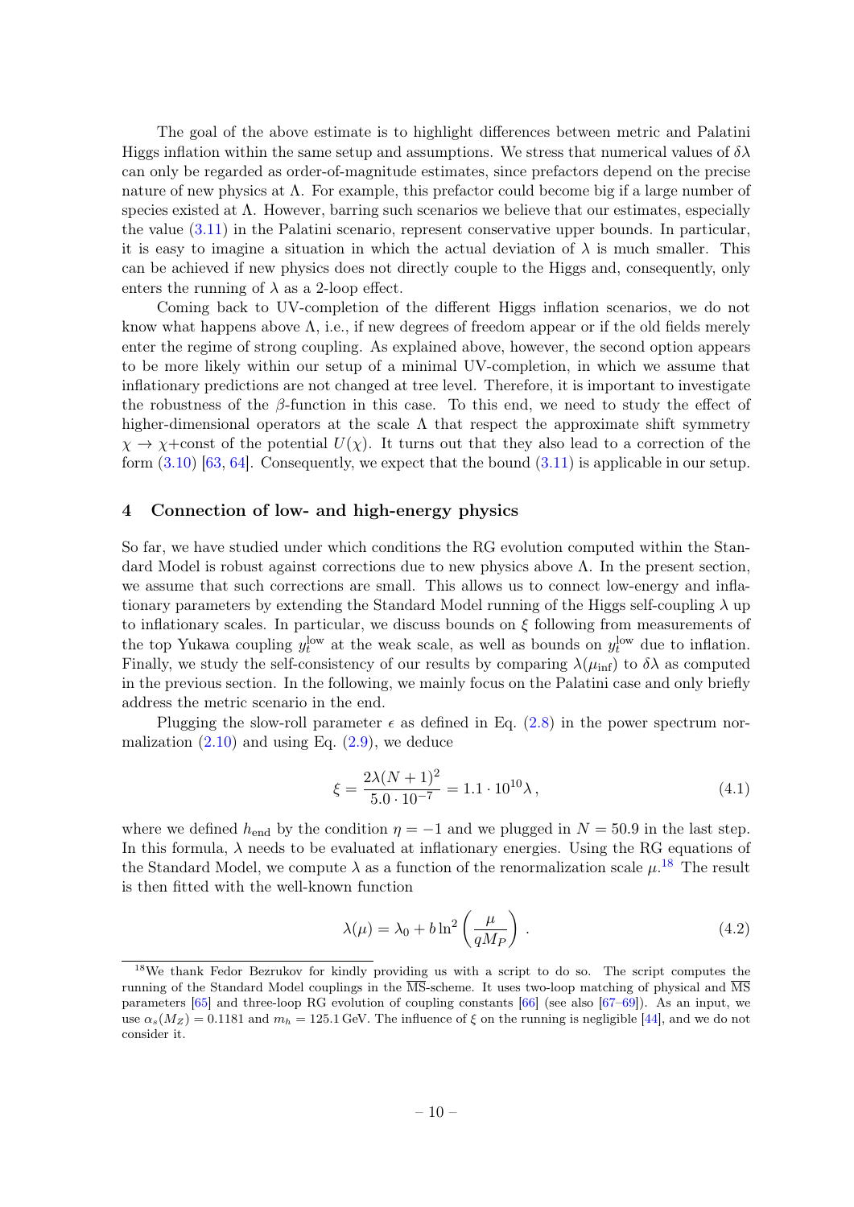The goal of the above estimate is to highlight differences between metric and Palatini Higgs inflation within the same setup and assumptions. We stress that numerical values of $\delta\lambda$ can only be regarded as order-of-magnitude estimates, since prefactors depend on the precise nature of new physics at $\Lambda$. For example, this prefactor could become big if a large number of species existed at $\Lambda$. However, barring such scenarios we believe that our estimates, especially the value (3.11) in the Palatini scenario, represent conservative upper bounds. In particular, it is easy to imagine a situation in which the actual deviation of $\lambda$ is much smaller. This can be achieved if new physics does not directly couple to the Higgs and, consequently, only enters the running of $\lambda$ as a 2-loop effect.

Coming back to UV-completion of the different Higgs inflation scenarios, we do not know what happens above $\Lambda$, i.e., if new degrees of freedom appear or if the old fields merely enter the regime of strong coupling. As explained above, however, the second option appears to be more likely within our setup of a minimal UV-completion, in which we assume that inflationary predictions are not changed at tree level. Therefore, it is important to investigate the robustness of the $\beta$-function in this case. To this end, we need to study the effect of higher-dimensional operators at the scale $\Lambda$ that respect the approximate shift symmetry $\chi \to \chi$+const of the potential $U(\chi)$. It turns out that they also lead to a correction of the form (3.10) [63, 64]. Consequently, we expect that the bound (3.11) is applicable in our setup.

## 4 Connection of low- and high-energy physics

So far, we have studied under which conditions the RG evolution computed within the Standard Model is robust against corrections due to new physics above $\Lambda$. In the present section, we assume that such corrections are small. This allows us to connect low-energy and inflationary parameters by extending the Standard Model running of the Higgs self-coupling $\lambda$ up to inflationary scales. In particular, we discuss bounds on $\xi$ following from measurements of the top Yukawa coupling $y_t^{\text{low}}$ at the weak scale, as well as bounds on $y_t^{\text{low}}$ due to inflation. Finally, we study the self-consistency of our results by comparing $\lambda(\mu_{\text{inf}})$ to $\delta\lambda$ as computed in the previous section. In the following, we mainly focus on the Palatini case and only briefly address the metric scenario in the end.

Plugging the slow-roll parameter $\epsilon$ as defined in Eq. (2.8) in the power spectrum normalization (2.10) and using Eq. (2.9), we deduce

$$\xi = \frac{2\lambda(N+1)^2}{5.0 \cdot 10^{-7}} = 1.1 \cdot 10^{10}\lambda\,, \tag{4.1}$$

where we defined $h_{\text{end}}$ by the condition $\eta = -1$ and we plugged in $N = 50.9$ in the last step. In this formula, $\lambda$ needs to be evaluated at inflationary energies. Using the RG equations of the Standard Model, we compute $\lambda$ as a function of the renormalization scale $\mu$.[18] The result is then fitted with the well-known function

$$\lambda(\mu) = \lambda_0 + b\ln^2\left(\frac{\mu}{qM_P}\right)\,. \tag{4.2}$$

[18] We thank Fedor Bezrukov for kindly providing us with a script to do so. The script computes the running of the Standard Model couplings in the $\overline{\text{MS}}$-scheme. It uses two-loop matching of physical and $\overline{\text{MS}}$ parameters [65] and three-loop RG evolution of coupling constants [66] (see also [67–69]). As an input, we use $\alpha_s(M_Z) = 0.1181$ and $m_h = 125.1\,\text{GeV}$. The influence of $\xi$ on the running is negligible [44], and we do not consider it.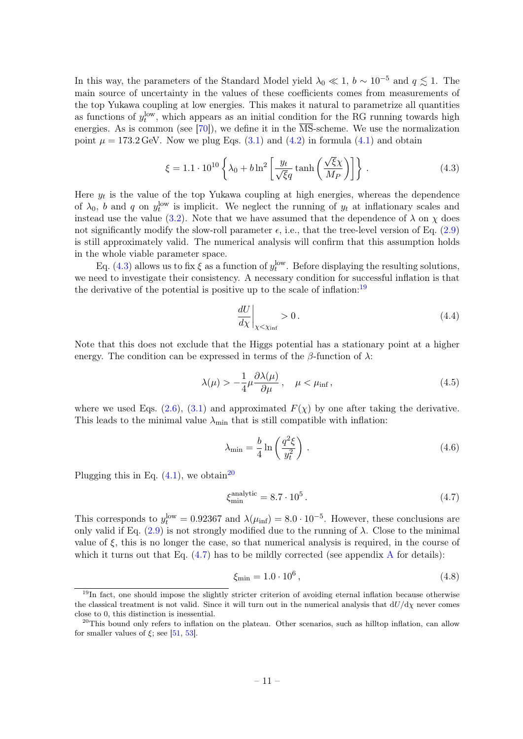In this way, the parameters of the Standard Model yield $\lambda_0 \ll 1$, $b \sim 10^{-5}$ and $q \lesssim 1$. The main source of uncertainty in the values of these coefficients comes from measurements of the top Yukawa coupling at low energies. This makes it natural to parametrize all quantities as functions of $y_t^{\rm low}$, which appears as an initial condition for the RG running towards high energies. As is common (see [70]), we define it in the $\overline{\rm MS}$-scheme. We use the normalization point $\mu = 173.2\,{\rm GeV}$. Now we plug Eqs. (3.1) and (4.2) in formula (4.1) and obtain

$$\xi = 1.1 \cdot 10^{10} \left\{ \lambda_0 + b \ln^2 \left[ \frac{y_t}{\sqrt{\xi} q} \tanh \left( \frac{\sqrt{\xi}\chi}{M_P} \right) \right] \right\} . \tag{4.3}$$

Here $y_t$ is the value of the top Yukawa coupling at high energies, whereas the dependence of $\lambda_0$, $b$ and $q$ on $y_t^{\rm low}$ is implicit. We neglect the running of $y_t$ at inflationary scales and instead use the value (3.2). Note that we have assumed that the dependence of $\lambda$ on $\chi$ does not significantly modify the slow-roll parameter $\epsilon$, i.e., that the tree-level version of Eq. (2.9) is still approximately valid. The numerical analysis will confirm that this assumption holds in the whole viable parameter space.

Eq. (4.3) allows us to fix $\xi$ as a function of $y_t^{\rm low}$. Before displaying the resulting solutions, we need to investigate their consistency. A necessary condition for successful inflation is that the derivative of the potential is positive up to the scale of inflation:[19]

$$\left. \frac{dU}{d\chi} \right|_{\chi < \chi_{\rm inf}} > 0 . \tag{4.4}$$

Note that this does not exclude that the Higgs potential has a stationary point at a higher energy. The condition can be expressed in terms of the $\beta$-function of $\lambda$:

$$\lambda(\mu) > -\frac{1}{4} \mu \frac{\partial \lambda(\mu)}{\partial \mu} , \quad \mu < \mu_{\rm inf} , \tag{4.5}$$

where we used Eqs. (2.6), (3.1) and approximated $F(\chi)$ by one after taking the derivative. This leads to the minimal value $\lambda_{\rm min}$ that is still compatible with inflation:

$$\lambda_{\rm min} = \frac{b}{4} \ln \left( \frac{q^2 \xi}{y_t^2} \right) . \tag{4.6}$$

Plugging this in Eq. (4.1), we obtain[20]

$$\xi_{\rm min}^{\rm analytic} = 8.7 \cdot 10^5 . \tag{4.7}$$

This corresponds to $y_t^{\rm low} = 0.92367$ and $\lambda(\mu_{\rm inf}) = 8.0 \cdot 10^{-5}$. However, these conclusions are only valid if Eq. (2.9) is not strongly modified due to the running of $\lambda$. Close to the minimal value of $\xi$, this is no longer the case, so that numerical analysis is required, in the course of which it turns out that Eq. (4.7) has to be mildly corrected (see appendix A for details):

$$\xi_{\rm min} = 1.0 \cdot 10^6 , \tag{4.8}$$

---

[19] In fact, one should impose the slightly stricter criterion of avoiding eternal inflation because otherwise the classical treatment is not valid. Since it will turn out in the numerical analysis that $dU/d\chi$ never comes close to 0, this distinction is inessential.

[20] This bound only refers to inflation on the plateau. Other scenarios, such as hilltop inflation, can allow for smaller values of $\xi$; see [51, 53].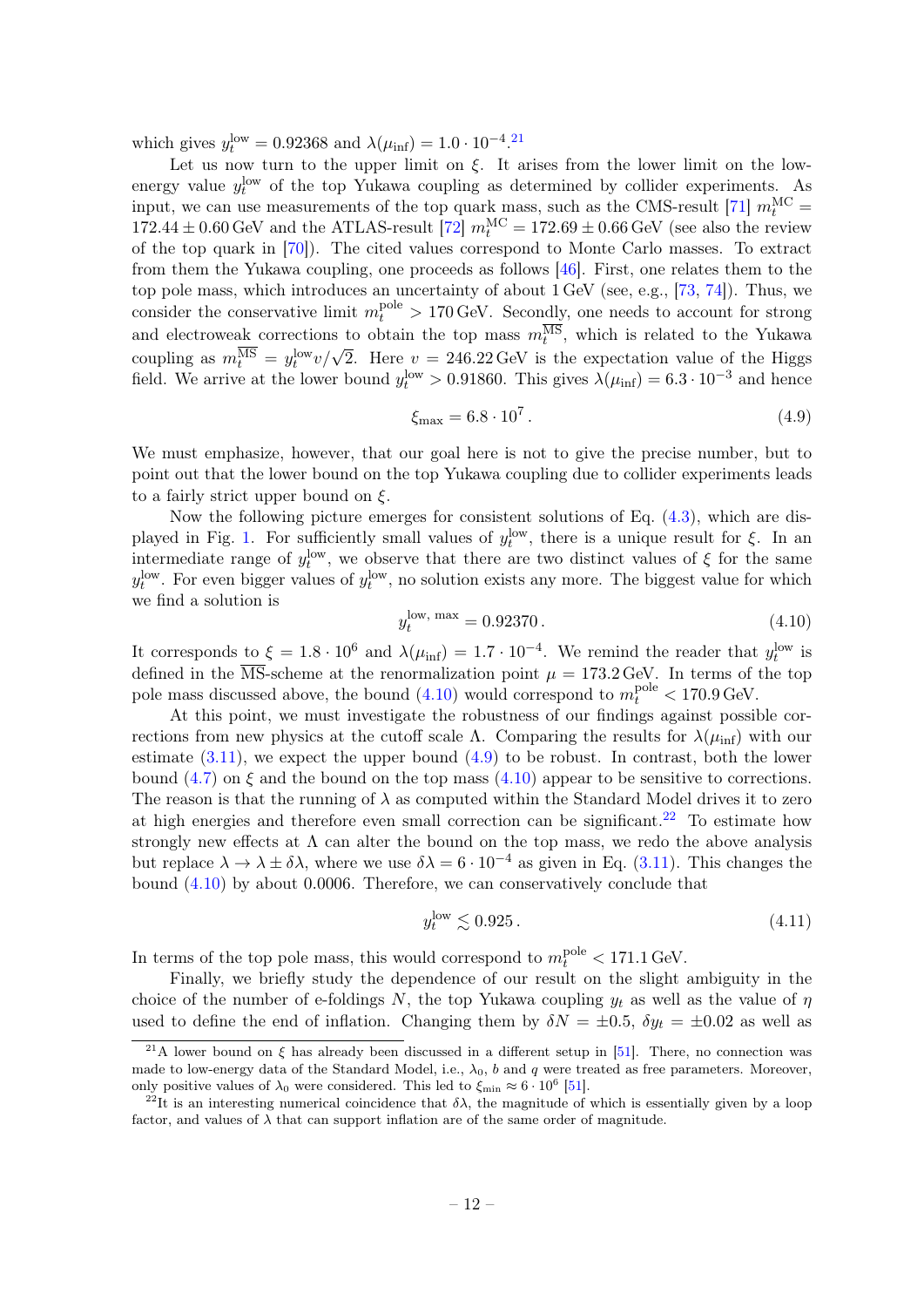which gives $y_t^{\rm low} = 0.92368$ and $\lambda(\mu_{\rm inf}) = 1.0 \cdot 10^{-4}$.[21]

Let us now turn to the upper limit on $\xi$. It arises from the lower limit on the low-energy value $y_t^{\rm low}$ of the top Yukawa coupling as determined by collider experiments. As input, we can use measurements of the top quark mass, such as the CMS-result [71] $m_t^{\rm MC} = 172.44 \pm 0.60\,\text{GeV}$ and the ATLAS-result [72] $m_t^{\rm MC} = 172.69 \pm 0.66\,\text{GeV}$ (see also the review of the top quark in [70]). The cited values correspond to Monte Carlo masses. To extract from them the Yukawa coupling, one proceeds as follows [46]. First, one relates them to the top pole mass, which introduces an uncertainty of about 1 GeV (see, e.g., [73, 74]). Thus, we consider the conservative limit $m_t^{\rm pole} > 170\,\text{GeV}$. Secondly, one needs to account for strong and electroweak corrections to obtain the top mass $m_t^{\overline{\rm MS}}$, which is related to the Yukawa coupling as $m_t^{\overline{\rm MS}} = y_t^{\rm low} v/\sqrt{2}$. Here $v = 246.22\,\text{GeV}$ is the expectation value of the Higgs field. We arrive at the lower bound $y_t^{\rm low} > 0.91860$. This gives $\lambda(\mu_{\rm inf}) = 6.3 \cdot 10^{-3}$ and hence

$$\xi_{\rm max} = 6.8 \cdot 10^7 \,. \tag{4.9}$$

We must emphasize, however, that our goal here is not to give the precise number, but to point out that the lower bound on the top Yukawa coupling due to collider experiments leads to a fairly strict upper bound on $\xi$.

Now the following picture emerges for consistent solutions of Eq. (4.3), which are displayed in Fig. 1. For sufficiently small values of $y_t^{\rm low}$, there is a unique result for $\xi$. In an intermediate range of $y_t^{\rm low}$, we observe that there are two distinct values of $\xi$ for the same $y_t^{\rm low}$. For even bigger values of $y_t^{\rm low}$, no solution exists any more. The biggest value for which we find a solution is

$$y_t^{\rm low,\, max} = 0.92370 \,. \tag{4.10}$$

It corresponds to $\xi = 1.8 \cdot 10^6$ and $\lambda(\mu_{\rm inf}) = 1.7 \cdot 10^{-4}$. We remind the reader that $y_t^{\rm low}$ is defined in the $\overline{\rm MS}$-scheme at the renormalization point $\mu = 173.2\,\text{GeV}$. In terms of the top pole mass discussed above, the bound (4.10) would correspond to $m_t^{\rm pole} < 170.9\,\text{GeV}$.

At this point, we must investigate the robustness of our findings against possible corrections from new physics at the cutoff scale $\Lambda$. Comparing the results for $\lambda(\mu_{\rm inf})$ with our estimate (3.11), we expect the upper bound (4.9) to be robust. In contrast, both the lower bound (4.7) on $\xi$ and the bound on the top mass (4.10) appear to be sensitive to corrections. The reason is that the running of $\lambda$ as computed within the Standard Model drives it to zero at high energies and therefore even small correction can be significant.[22] To estimate how strongly new effects at $\Lambda$ can alter the bound on the top mass, we redo the above analysis but replace $\lambda \to \lambda \pm \delta\lambda$, where we use $\delta\lambda = 6 \cdot 10^{-4}$ as given in Eq. (3.11). This changes the bound (4.10) by about 0.0006. Therefore, we can conservatively conclude that

$$y_t^{\rm low} \lesssim 0.925 \,. \tag{4.11}$$

In terms of the top pole mass, this would correspond to $m_t^{\rm pole} < 171.1\,\text{GeV}$.

Finally, we briefly study the dependence of our result on the slight ambiguity in the choice of the number of e-foldings $N$, the top Yukawa coupling $y_t$ as well as the value of $\eta$ used to define the end of inflation. Changing them by $\delta N = \pm 0.5$, $\delta y_t = \pm 0.02$ as well as

[21] A lower bound on $\xi$ has already been discussed in a different setup in [51]. There, no connection was made to low-energy data of the Standard Model, i.e., $\lambda_0$, $b$ and $q$ were treated as free parameters. Moreover, only positive values of $\lambda_0$ were considered. This led to $\xi_{\rm min} \approx 6 \cdot 10^6$ [51].

[22] It is an interesting numerical coincidence that $\delta\lambda$, the magnitude of which is essentially given by a loop factor, and values of $\lambda$ that can support inflation are of the same order of magnitude.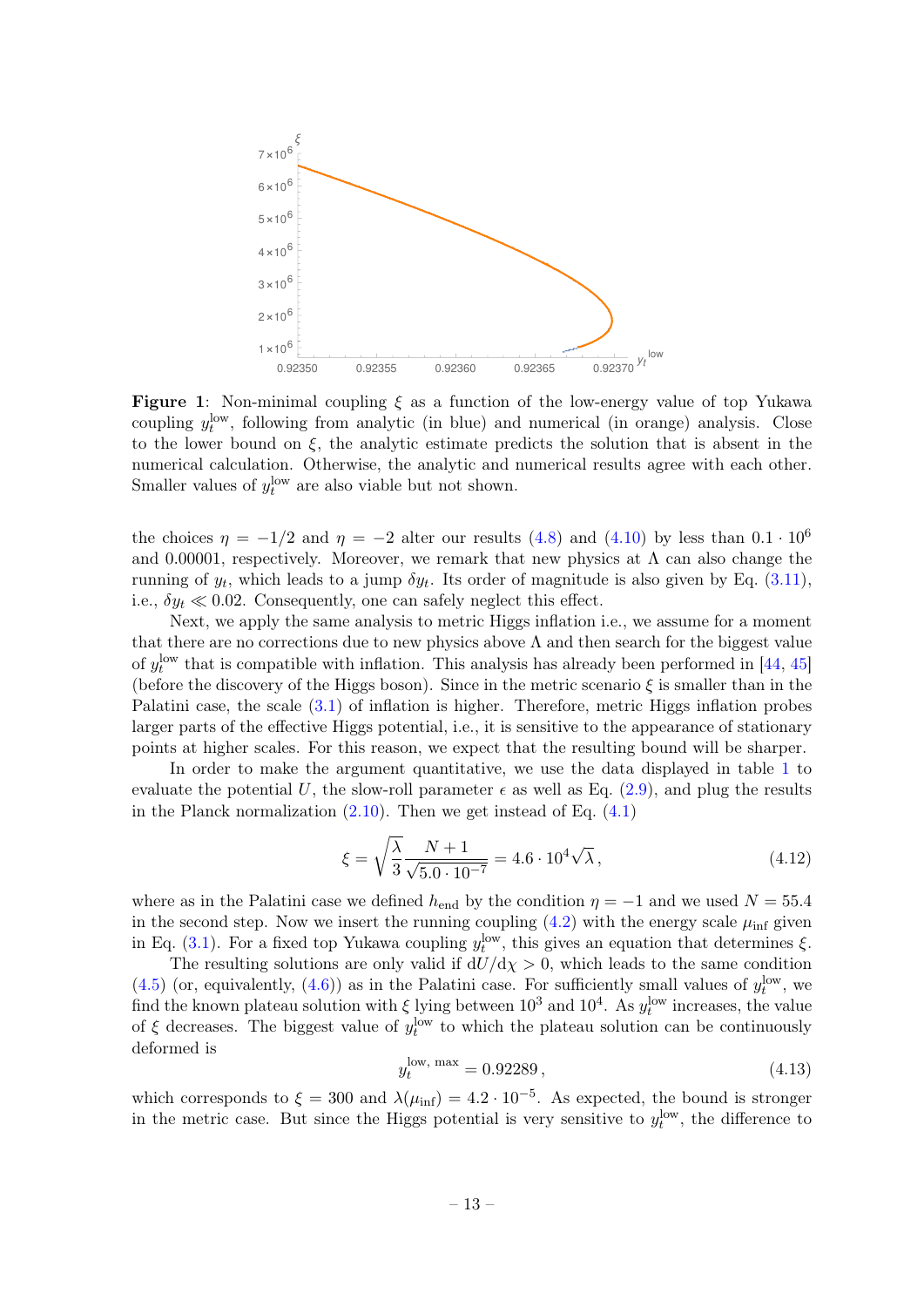**Figure 1**: Non-minimal coupling $\xi$ as a function of the low-energy value of top Yukawa coupling $y_t^{\text{low}}$, following from analytic (in blue) and numerical (in orange) analysis. Close to the lower bound on $\xi$, the analytic estimate predicts the solution that is absent in the numerical calculation. Otherwise, the analytic and numerical results agree with each other. Smaller values of $y_t^{\text{low}}$ are also viable but not shown.

the choices $\eta = -1/2$ and $\eta = -2$ alter our results (4.8) and (4.10) by less than $0.1 \cdot 10^6$ and 0.00001, respectively. Moreover, we remark that new physics at $\Lambda$ can also change the running of $y_t$, which leads to a jump $\delta y_t$. Its order of magnitude is also given by Eq. (3.11), i.e., $\delta y_t \ll 0.02$. Consequently, one can safely neglect this effect.

Next, we apply the same analysis to metric Higgs inflation i.e., we assume for a moment that there are no corrections due to new physics above $\Lambda$ and then search for the biggest value of $y_t^{\text{low}}$ that is compatible with inflation. This analysis has already been performed in [44, 45] (before the discovery of the Higgs boson). Since in the metric scenario $\xi$ is smaller than in the Palatini case, the scale (3.1) of inflation is higher. Therefore, metric Higgs inflation probes larger parts of the effective Higgs potential, i.e., it is sensitive to the appearance of stationary points at higher scales. For this reason, we expect that the resulting bound will be sharper.

In order to make the argument quantitative, we use the data displayed in table 1 to evaluate the potential $U$, the slow-roll parameter $\epsilon$ as well as Eq. (2.9), and plug the results in the Planck normalization (2.10). Then we get instead of Eq. (4.1)

$$\xi = \sqrt{\frac{\lambda}{3}} \frac{N+1}{\sqrt{5.0 \cdot 10^{-7}}} = 4.6 \cdot 10^4 \sqrt{\lambda}\,, \tag{4.12}$$

where as in the Palatini case we defined $h_{\text{end}}$ by the condition $\eta = -1$ and we used $N = 55.4$ in the second step. Now we insert the running coupling (4.2) with the energy scale $\mu_{\text{inf}}$ given in Eq. (3.1). For a fixed top Yukawa coupling $y_t^{\text{low}}$, this gives an equation that determines $\xi$.

The resulting solutions are only valid if $\mathrm{d}U/\mathrm{d}\chi > 0$, which leads to the same condition (4.5) (or, equivalently, (4.6)) as in the Palatini case. For sufficiently small values of $y_t^{\text{low}}$, we find the known plateau solution with $\xi$ lying between $10^3$ and $10^4$. As $y_t^{\text{low}}$ increases, the value of $\xi$ decreases. The biggest value of $y_t^{\text{low}}$ to which the plateau solution can be continuously deformed is

$$y_t^{\text{low, max}} = 0.92289\,, \tag{4.13}$$

which corresponds to $\xi = 300$ and $\lambda(\mu_{\text{inf}}) = 4.2 \cdot 10^{-5}$. As expected, the bound is stronger in the metric case. But since the Higgs potential is very sensitive to $y_t^{\text{low}}$, the difference to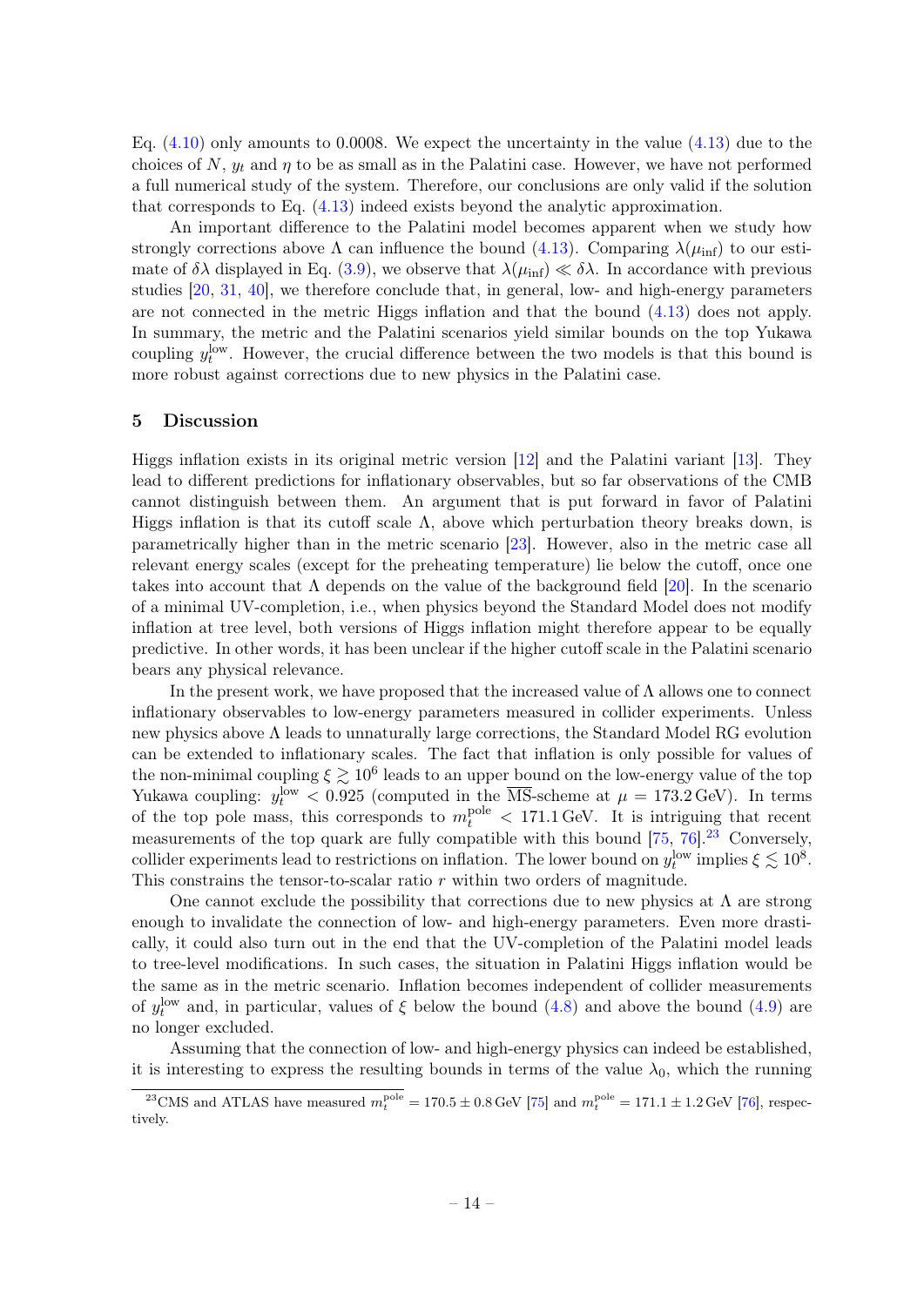Eq. (4.10) only amounts to 0.0008. We expect the uncertainty in the value (4.13) due to the choices of $N$, $y_t$ and $\eta$ to be as small as in the Palatini case. However, we have not performed a full numerical study of the system. Therefore, our conclusions are only valid if the solution that corresponds to Eq. (4.13) indeed exists beyond the analytic approximation.

An important difference to the Palatini model becomes apparent when we study how strongly corrections above $\Lambda$ can influence the bound (4.13). Comparing $\lambda(\mu_{\rm inf})$ to our estimate of $\delta\lambda$ displayed in Eq. (3.9), we observe that $\lambda(\mu_{\rm inf}) \ll \delta\lambda$. In accordance with previous studies [20, 31, 40], we therefore conclude that, in general, low- and high-energy parameters are not connected in the metric Higgs inflation and that the bound (4.13) does not apply. In summary, the metric and the Palatini scenarios yield similar bounds on the top Yukawa coupling $y_t^{\rm low}$. However, the crucial difference between the two models is that this bound is more robust against corrections due to new physics in the Palatini case.

## 5 Discussion

Higgs inflation exists in its original metric version [12] and the Palatini variant [13]. They lead to different predictions for inflationary observables, but so far observations of the CMB cannot distinguish between them. An argument that is put forward in favor of Palatini Higgs inflation is that its cutoff scale $\Lambda$, above which perturbation theory breaks down, is parametrically higher than in the metric scenario [23]. However, also in the metric case all relevant energy scales (except for the preheating temperature) lie below the cutoff, once one takes into account that $\Lambda$ depends on the value of the background field [20]. In the scenario of a minimal UV-completion, i.e., when physics beyond the Standard Model does not modify inflation at tree level, both versions of Higgs inflation might therefore appear to be equally predictive. In other words, it has been unclear if the higher cutoff scale in the Palatini scenario bears any physical relevance.

In the present work, we have proposed that the increased value of $\Lambda$ allows one to connect inflationary observables to low-energy parameters measured in collider experiments. Unless new physics above $\Lambda$ leads to unnaturally large corrections, the Standard Model RG evolution can be extended to inflationary scales. The fact that inflation is only possible for values of the non-minimal coupling $\xi \gtrsim 10^6$ leads to an upper bound on the low-energy value of the top Yukawa coupling: $y_t^{\rm low} < 0.925$ (computed in the $\overline{\rm MS}$-scheme at $\mu = 173.2\,{\rm GeV}$). In terms of the top pole mass, this corresponds to $m_t^{\rm pole} < 171.1\,{\rm GeV}$. It is intriguing that recent measurements of the top quark are fully compatible with this bound [75, 76].[23] Conversely, collider experiments lead to restrictions on inflation. The lower bound on $y_t^{\rm low}$ implies $\xi \lesssim 10^8$. This constrains the tensor-to-scalar ratio $r$ within two orders of magnitude.

One cannot exclude the possibility that corrections due to new physics at $\Lambda$ are strong enough to invalidate the connection of low- and high-energy parameters. Even more drastically, it could also turn out in the end that the UV-completion of the Palatini model leads to tree-level modifications. In such cases, the situation in Palatini Higgs inflation would be the same as in the metric scenario. Inflation becomes independent of collider measurements of $y_t^{\rm low}$ and, in particular, values of $\xi$ below the bound (4.8) and above the bound (4.9) are no longer excluded.

Assuming that the connection of low- and high-energy physics can indeed be established, it is interesting to express the resulting bounds in terms of the value $\lambda_0$, which the running

[23] CMS and ATLAS have measured $m_t^{\rm pole} = 170.5 \pm 0.8\,{\rm GeV}$ [75] and $m_t^{\rm pole} = 171.1 \pm 1.2\,{\rm GeV}$ [76], respectively.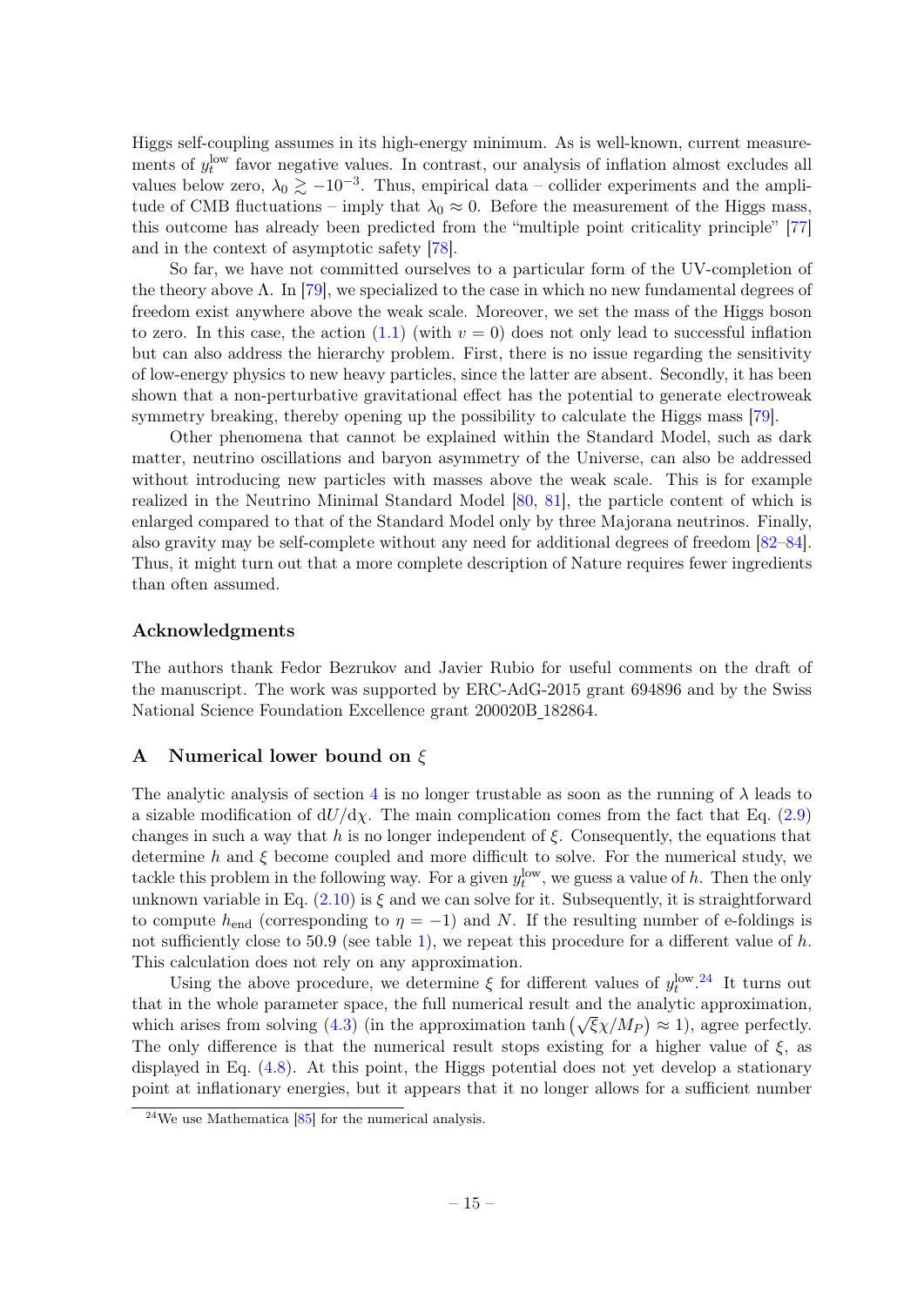Higgs self-coupling assumes in its high-energy minimum. As is well-known, current measurements of $y_t^{\rm low}$ favor negative values. In contrast, our analysis of inflation almost excludes all values below zero, $\lambda_0 \gtrsim -10^{-3}$. Thus, empirical data – collider experiments and the amplitude of CMB fluctuations – imply that $\lambda_0 \approx 0$. Before the measurement of the Higgs mass, this outcome has already been predicted from the "multiple point criticality principle" [77] and in the context of asymptotic safety [78].

So far, we have not committed ourselves to a particular form of the UV-completion of the theory above $\Lambda$. In [79], we specialized to the case in which no new fundamental degrees of freedom exist anywhere above the weak scale. Moreover, we set the mass of the Higgs boson to zero. In this case, the action (1.1) (with $v = 0$) does not only lead to successful inflation but can also address the hierarchy problem. First, there is no issue regarding the sensitivity of low-energy physics to new heavy particles, since the latter are absent. Secondly, it has been shown that a non-perturbative gravitational effect has the potential to generate electroweak symmetry breaking, thereby opening up the possibility to calculate the Higgs mass [79].

Other phenomena that cannot be explained within the Standard Model, such as dark matter, neutrino oscillations and baryon asymmetry of the Universe, can also be addressed without introducing new particles with masses above the weak scale. This is for example realized in the Neutrino Minimal Standard Model [80, 81], the particle content of which is enlarged compared to that of the Standard Model only by three Majorana neutrinos. Finally, also gravity may be self-complete without any need for additional degrees of freedom [82–84]. Thus, it might turn out that a more complete description of Nature requires fewer ingredients than often assumed.

## Acknowledgments

The authors thank Fedor Bezrukov and Javier Rubio for useful comments on the draft of the manuscript. The work was supported by ERC-AdG-2015 grant 694896 and by the Swiss National Science Foundation Excellence grant 200020B_182864.

## A Numerical lower bound on $\xi$

The analytic analysis of section 4 is no longer trustable as soon as the running of $\lambda$ leads to a sizable modification of $\mathrm{d}U/\mathrm{d}\chi$. The main complication comes from the fact that Eq. (2.9) changes in such a way that $h$ is no longer independent of $\xi$. Consequently, the equations that determine $h$ and $\xi$ become coupled and more difficult to solve. For the numerical study, we tackle this problem in the following way. For a given $y_t^{\rm low}$, we guess a value of $h$. Then the only unknown variable in Eq. (2.10) is $\xi$ and we can solve for it. Subsequently, it is straightforward to compute $h_{\rm end}$ (corresponding to $\eta = -1$) and $N$. If the resulting number of e-foldings is not sufficiently close to 50.9 (see table 1), we repeat this procedure for a different value of $h$. This calculation does not rely on any approximation.

Using the above procedure, we determine $\xi$ for different values of $y_t^{\rm low}$.[24] It turns out that in the whole parameter space, the full numerical result and the analytic approximation, which arises from solving (4.3) (in the approximation $\tanh\left(\sqrt{\xi}\chi/M_P\right) \approx 1$), agree perfectly. The only difference is that the numerical result stops existing for a higher value of $\xi$, as displayed in Eq. (4.8). At this point, the Higgs potential does not yet develop a stationary point at inflationary energies, but it appears that it no longer allows for a sufficient number

[24] We use Mathematica [85] for the numerical analysis.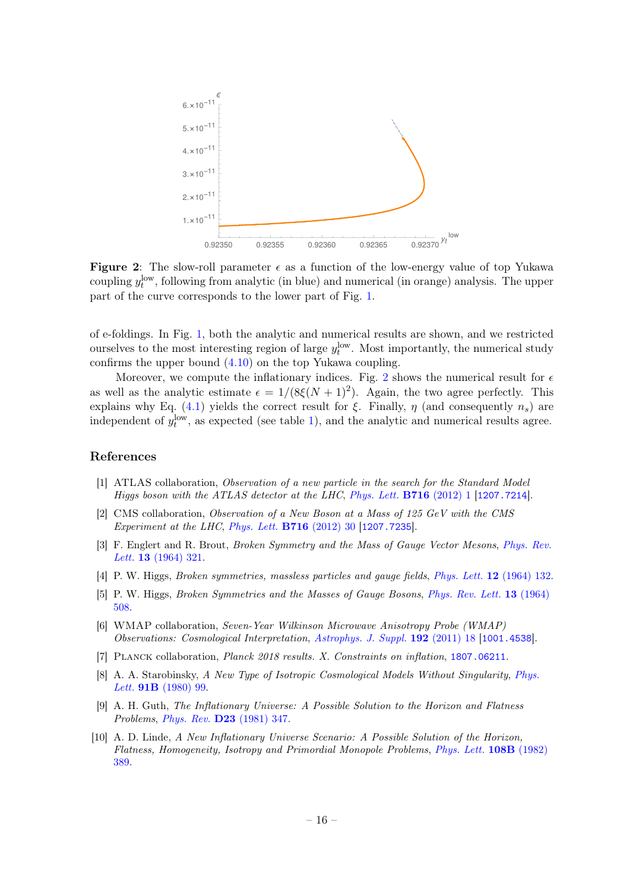**Figure 2**: The slow-roll parameter $\epsilon$ as a function of the low-energy value of top Yukawa coupling $y_t^{\text{low}}$, following from analytic (in blue) and numerical (in orange) analysis. The upper part of the curve corresponds to the lower part of Fig. 1.

of e-foldings. In Fig. 1, both the analytic and numerical results are shown, and we restricted ourselves to the most interesting region of large $y_t^{\text{low}}$. Most importantly, the numerical study confirms the upper bound (4.10) on the top Yukawa coupling.

Moreover, we compute the inflationary indices. Fig. 2 shows the numerical result for $\epsilon$ as well as the analytic estimate $\epsilon = 1/(8\xi(N+1)^2)$. Again, the two agree perfectly. This explains why Eq. (4.1) yields the correct result for $\xi$. Finally, $\eta$ (and consequently $n_s$) are independent of $y_t^{\text{low}}$, as expected (see table 1), and the analytic and numerical results agree.

## References

[1] ATLAS collaboration, *Observation of a new particle in the search for the Standard Model Higgs boson with the ATLAS detector at the LHC*, *Phys. Lett.* **B716** (2012) 1 [1207.7214].

[2] CMS collaboration, *Observation of a New Boson at a Mass of 125 GeV with the CMS Experiment at the LHC*, *Phys. Lett.* **B716** (2012) 30 [1207.7235].

[3] F. Englert and R. Brout, *Broken Symmetry and the Mass of Gauge Vector Mesons*, *Phys. Rev. Lett.* **13** (1964) 321.

[4] P. W. Higgs, *Broken symmetries, massless particles and gauge fields*, *Phys. Lett.* **12** (1964) 132.

[5] P. W. Higgs, *Broken Symmetries and the Masses of Gauge Bosons*, *Phys. Rev. Lett.* **13** (1964) 508.

[6] WMAP collaboration, *Seven-Year Wilkinson Microwave Anisotropy Probe (WMAP) Observations: Cosmological Interpretation*, *Astrophys. J. Suppl.* **192** (2011) 18 [1001.4538].

[7] Planck collaboration, *Planck 2018 results. X. Constraints on inflation*, 1807.06211.

[8] A. A. Starobinsky, *A New Type of Isotropic Cosmological Models Without Singularity*, *Phys. Lett.* **91B** (1980) 99.

[9] A. H. Guth, *The Inflationary Universe: A Possible Solution to the Horizon and Flatness Problems*, *Phys. Rev.* **D23** (1981) 347.

[10] A. D. Linde, *A New Inflationary Universe Scenario: A Possible Solution of the Horizon, Flatness, Homogeneity, Isotropy and Primordial Monopole Problems*, *Phys. Lett.* **108B** (1982) 389.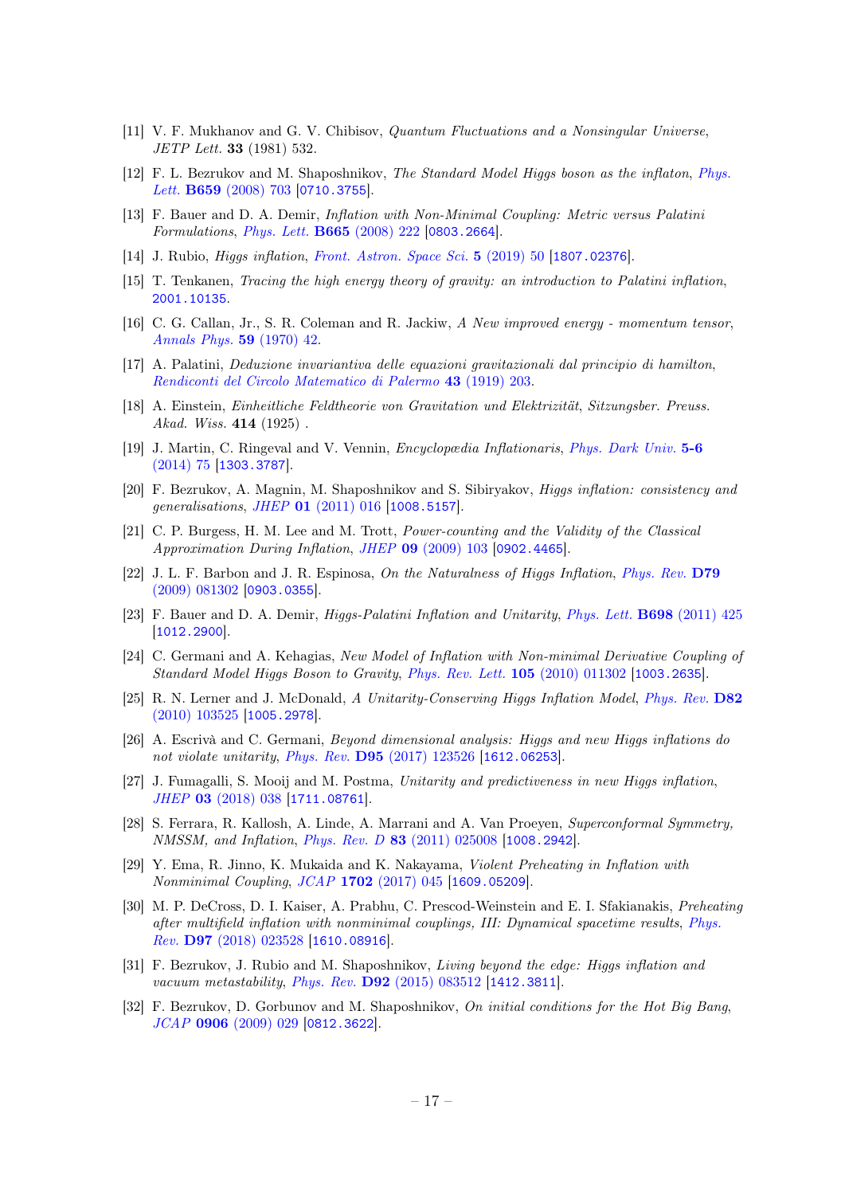[11] V. F. Mukhanov and G. V. Chibisov, *Quantum Fluctuations and a Nonsingular Universe*, *JETP Lett.* **33** (1981) 532.

[12] F. L. Bezrukov and M. Shaposhnikov, *The Standard Model Higgs boson as the inflaton*, *Phys. Lett.* **B659** (2008) 703 [0710.3755].

[13] F. Bauer and D. A. Demir, *Inflation with Non-Minimal Coupling: Metric versus Palatini Formulations*, *Phys. Lett.* **B665** (2008) 222 [0803.2664].

[14] J. Rubio, *Higgs inflation*, *Front. Astron. Space Sci.* **5** (2019) 50 [1807.02376].

[15] T. Tenkanen, *Tracing the high energy theory of gravity: an introduction to Palatini inflation*, 2001.10135.

[16] C. G. Callan, Jr., S. R. Coleman and R. Jackiw, *A New improved energy - momentum tensor*, *Annals Phys.* **59** (1970) 42.

[17] A. Palatini, *Deduzione invariantiva delle equazioni gravitazionali dal principio di hamilton*, *Rendiconti del Circolo Matematico di Palermo* **43** (1919) 203.

[18] A. Einstein, *Einheitliche Feldtheorie von Gravitation und Elektrizität*, *Sitzungsber. Preuss. Akad. Wiss.* **414** (1925) .

[19] J. Martin, C. Ringeval and V. Vennin, *Encyclopædia Inflationaris*, *Phys. Dark Univ.* **5-6** (2014) 75 [1303.3787].

[20] F. Bezrukov, A. Magnin, M. Shaposhnikov and S. Sibiryakov, *Higgs inflation: consistency and generalisations*, *JHEP* **01** (2011) 016 [1008.5157].

[21] C. P. Burgess, H. M. Lee and M. Trott, *Power-counting and the Validity of the Classical Approximation During Inflation*, *JHEP* **09** (2009) 103 [0902.4465].

[22] J. L. F. Barbon and J. R. Espinosa, *On the Naturalness of Higgs Inflation*, *Phys. Rev.* **D79** (2009) 081302 [0903.0355].

[23] F. Bauer and D. A. Demir, *Higgs-Palatini Inflation and Unitarity*, *Phys. Lett.* **B698** (2011) 425 [1012.2900].

[24] C. Germani and A. Kehagias, *New Model of Inflation with Non-minimal Derivative Coupling of Standard Model Higgs Boson to Gravity*, *Phys. Rev. Lett.* **105** (2010) 011302 [1003.2635].

[25] R. N. Lerner and J. McDonald, *A Unitarity-Conserving Higgs Inflation Model*, *Phys. Rev.* **D82** (2010) 103525 [1005.2978].

[26] A. Escrivà and C. Germani, *Beyond dimensional analysis: Higgs and new Higgs inflations do not violate unitarity*, *Phys. Rev.* **D95** (2017) 123526 [1612.06253].

[27] J. Fumagalli, S. Mooij and M. Postma, *Unitarity and predictiveness in new Higgs inflation*, *JHEP* **03** (2018) 038 [1711.08761].

[28] S. Ferrara, R. Kallosh, A. Linde, A. Marrani and A. Van Proeyen, *Superconformal Symmetry, NMSSM, and Inflation*, *Phys. Rev. D* **83** (2011) 025008 [1008.2942].

[29] Y. Ema, R. Jinno, K. Mukaida and K. Nakayama, *Violent Preheating in Inflation with Nonminimal Coupling*, *JCAP* **1702** (2017) 045 [1609.05209].

[30] M. P. DeCross, D. I. Kaiser, A. Prabhu, C. Prescod-Weinstein and E. I. Sfakianakis, *Preheating after multifield inflation with nonminimal couplings, III: Dynamical spacetime results*, *Phys. Rev.* **D97** (2018) 023528 [1610.08916].

[31] F. Bezrukov, J. Rubio and M. Shaposhnikov, *Living beyond the edge: Higgs inflation and vacuum metastability*, *Phys. Rev.* **D92** (2015) 083512 [1412.3811].

[32] F. Bezrukov, D. Gorbunov and M. Shaposhnikov, *On initial conditions for the Hot Big Bang*, *JCAP* **0906** (2009) 029 [0812.3622].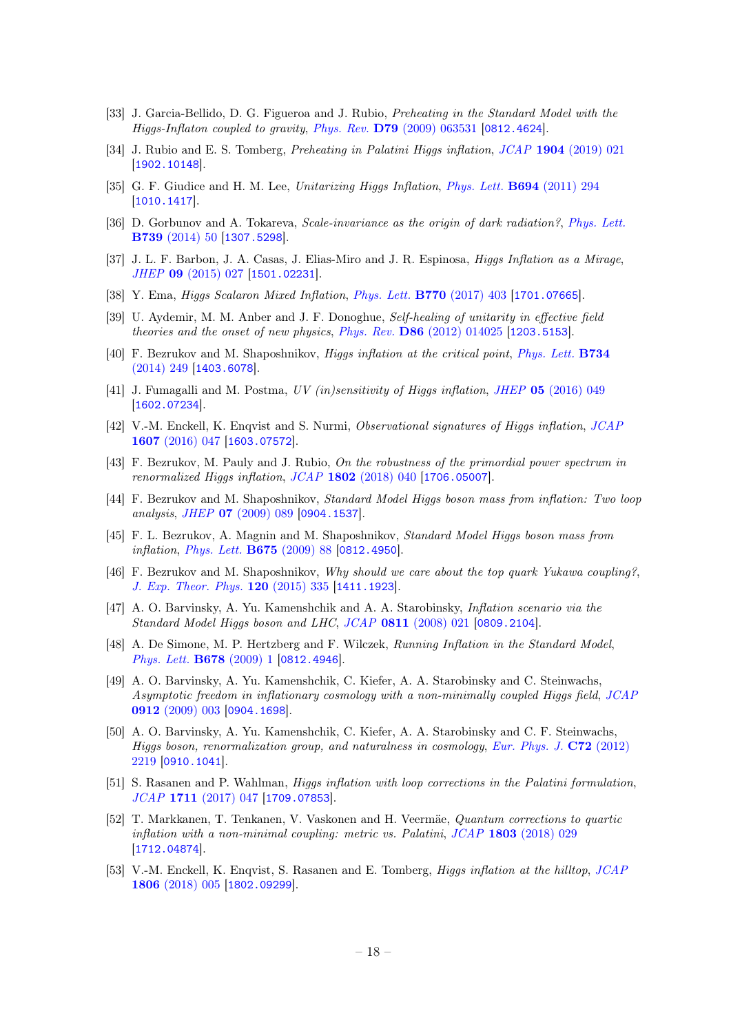[33] J. Garcia-Bellido, D. G. Figueroa and J. Rubio, *Preheating in the Standard Model with the Higgs-Inflaton coupled to gravity*, Phys. Rev. **D79** (2009) 063531 [0812.4624].

[34] J. Rubio and E. S. Tomberg, *Preheating in Palatini Higgs inflation*, JCAP **1904** (2019) 021 [1902.10148].

[35] G. F. Giudice and H. M. Lee, *Unitarizing Higgs Inflation*, Phys. Lett. **B694** (2011) 294 [1010.1417].

[36] D. Gorbunov and A. Tokareva, *Scale-invariance as the origin of dark radiation?*, Phys. Lett. **B739** (2014) 50 [1307.5298].

[37] J. L. F. Barbon, J. A. Casas, J. Elias-Miro and J. R. Espinosa, *Higgs Inflation as a Mirage*, JHEP **09** (2015) 027 [1501.02231].

[38] Y. Ema, *Higgs Scalaron Mixed Inflation*, Phys. Lett. **B770** (2017) 403 [1701.07665].

[39] U. Aydemir, M. M. Anber and J. F. Donoghue, *Self-healing of unitarity in effective field theories and the onset of new physics*, Phys. Rev. **D86** (2012) 014025 [1203.5153].

[40] F. Bezrukov and M. Shaposhnikov, *Higgs inflation at the critical point*, Phys. Lett. **B734** (2014) 249 [1403.6078].

[41] J. Fumagalli and M. Postma, *UV (in)sensitivity of Higgs inflation*, JHEP **05** (2016) 049 [1602.07234].

[42] V.-M. Enckell, K. Enqvist and S. Nurmi, *Observational signatures of Higgs inflation*, JCAP **1607** (2016) 047 [1603.07572].

[43] F. Bezrukov, M. Pauly and J. Rubio, *On the robustness of the primordial power spectrum in renormalized Higgs inflation*, JCAP **1802** (2018) 040 [1706.05007].

[44] F. Bezrukov and M. Shaposhnikov, *Standard Model Higgs boson mass from inflation: Two loop analysis*, JHEP **07** (2009) 089 [0904.1537].

[45] F. L. Bezrukov, A. Magnin and M. Shaposhnikov, *Standard Model Higgs boson mass from inflation*, Phys. Lett. **B675** (2009) 88 [0812.4950].

[46] F. Bezrukov and M. Shaposhnikov, *Why should we care about the top quark Yukawa coupling?*, J. Exp. Theor. Phys. **120** (2015) 335 [1411.1923].

[47] A. O. Barvinsky, A. Yu. Kamenshchik and A. A. Starobinsky, *Inflation scenario via the Standard Model Higgs boson and LHC*, JCAP **0811** (2008) 021 [0809.2104].

[48] A. De Simone, M. P. Hertzberg and F. Wilczek, *Running Inflation in the Standard Model*, Phys. Lett. **B678** (2009) 1 [0812.4946].

[49] A. O. Barvinsky, A. Yu. Kamenshchik, C. Kiefer, A. A. Starobinsky and C. Steinwachs, *Asymptotic freedom in inflationary cosmology with a non-minimally coupled Higgs field*, JCAP **0912** (2009) 003 [0904.1698].

[50] A. O. Barvinsky, A. Yu. Kamenshchik, C. Kiefer, A. A. Starobinsky and C. F. Steinwachs, *Higgs boson, renormalization group, and naturalness in cosmology*, Eur. Phys. J. **C72** (2012) 2219 [0910.1041].

[51] S. Rasanen and P. Wahlman, *Higgs inflation with loop corrections in the Palatini formulation*, JCAP **1711** (2017) 047 [1709.07853].

[52] T. Markkanen, T. Tenkanen, V. Vaskonen and H. Veermäe, *Quantum corrections to quartic inflation with a non-minimal coupling: metric vs. Palatini*, JCAP **1803** (2018) 029 [1712.04874].

[53] V.-M. Enckell, K. Enqvist, S. Rasanen and E. Tomberg, *Higgs inflation at the hilltop*, JCAP **1806** (2018) 005 [1802.09299].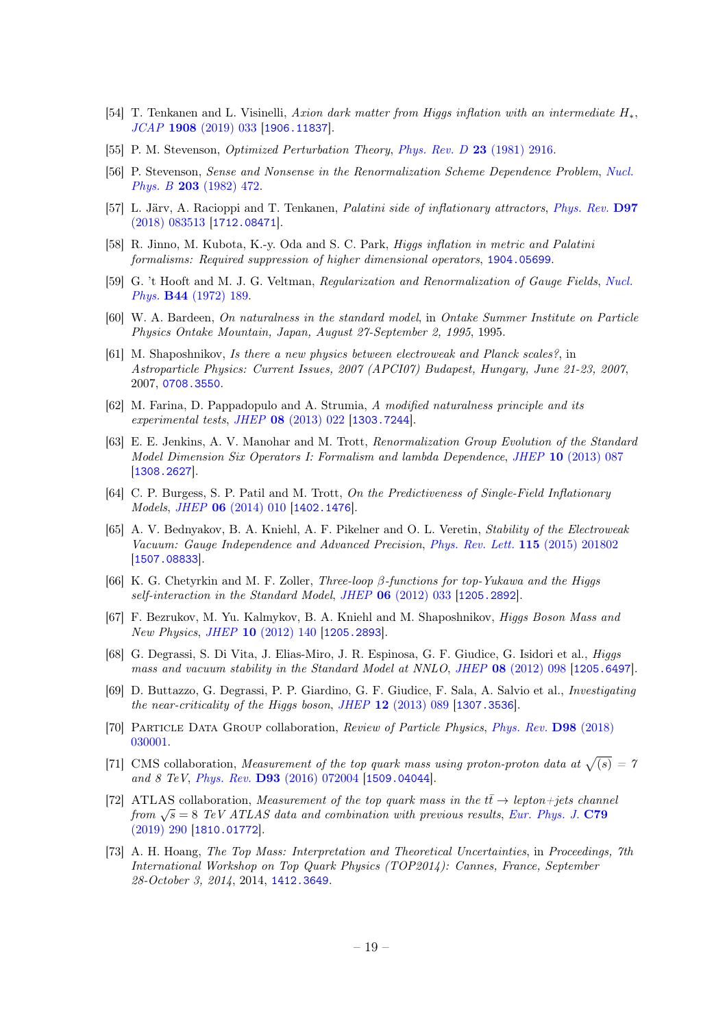[54] T. Tenkanen and L. Visinelli, *Axion dark matter from Higgs inflation with an intermediate $H_*$*, *JCAP* **1908** (2019) 033 [1906.11837].

[55] P. M. Stevenson, *Optimized Perturbation Theory*, *Phys. Rev. D* **23** (1981) 2916.

[56] P. Stevenson, *Sense and Nonsense in the Renormalization Scheme Dependence Problem*, *Nucl. Phys. B* **203** (1982) 472.

[57] L. Järv, A. Racioppi and T. Tenkanen, *Palatini side of inflationary attractors*, *Phys. Rev.* **D97** (2018) 083513 [1712.08471].

[58] R. Jinno, M. Kubota, K.-y. Oda and S. C. Park, *Higgs inflation in metric and Palatini formalisms: Required suppression of higher dimensional operators*, 1904.05699.

[59] G. 't Hooft and M. J. G. Veltman, *Regularization and Renormalization of Gauge Fields*, *Nucl. Phys.* **B44** (1972) 189.

[60] W. A. Bardeen, *On naturalness in the standard model*, in *Ontake Summer Institute on Particle Physics Ontake Mountain, Japan, August 27-September 2, 1995*, 1995.

[61] M. Shaposhnikov, *Is there a new physics between electroweak and Planck scales?*, in *Astroparticle Physics: Current Issues, 2007 (APCI07) Budapest, Hungary, June 21-23, 2007*, 2007, 0708.3550.

[62] M. Farina, D. Pappadopulo and A. Strumia, *A modified naturalness principle and its experimental tests*, *JHEP* **08** (2013) 022 [1303.7244].

[63] E. E. Jenkins, A. V. Manohar and M. Trott, *Renormalization Group Evolution of the Standard Model Dimension Six Operators I: Formalism and lambda Dependence*, *JHEP* **10** (2013) 087 [1308.2627].

[64] C. P. Burgess, S. P. Patil and M. Trott, *On the Predictiveness of Single-Field Inflationary Models*, *JHEP* **06** (2014) 010 [1402.1476].

[65] A. V. Bednyakov, B. A. Kniehl, A. F. Pikelner and O. L. Veretin, *Stability of the Electroweak Vacuum: Gauge Independence and Advanced Precision*, *Phys. Rev. Lett.* **115** (2015) 201802 [1507.08833].

[66] K. G. Chetyrkin and M. F. Zoller, *Three-loop $\beta$-functions for top-Yukawa and the Higgs self-interaction in the Standard Model*, *JHEP* **06** (2012) 033 [1205.2892].

[67] F. Bezrukov, M. Yu. Kalmykov, B. A. Kniehl and M. Shaposhnikov, *Higgs Boson Mass and New Physics*, *JHEP* **10** (2012) 140 [1205.2893].

[68] G. Degrassi, S. Di Vita, J. Elias-Miro, J. R. Espinosa, G. F. Giudice, G. Isidori et al., *Higgs mass and vacuum stability in the Standard Model at NNLO*, *JHEP* **08** (2012) 098 [1205.6497].

[69] D. Buttazzo, G. Degrassi, P. P. Giardino, G. F. Giudice, F. Sala, A. Salvio et al., *Investigating the near-criticality of the Higgs boson*, *JHEP* **12** (2013) 089 [1307.3536].

[70] Particle Data Group collaboration, *Review of Particle Physics*, *Phys. Rev.* **D98** (2018) 030001.

[71] CMS collaboration, *Measurement of the top quark mass using proton-proton data at $\sqrt{(s)} = 7$ and 8 TeV*, *Phys. Rev.* **D93** (2016) 072004 [1509.04044].

[72] ATLAS collaboration, *Measurement of the top quark mass in the $t\bar{t} \to$ lepton+jets channel from $\sqrt{s} = 8$ TeV ATLAS data and combination with previous results*, *Eur. Phys. J.* **C79** (2019) 290 [1810.01772].

[73] A. H. Hoang, *The Top Mass: Interpretation and Theoretical Uncertainties*, in *Proceedings, 7th International Workshop on Top Quark Physics (TOP2014): Cannes, France, September 28-October 3, 2014*, 2014, 1412.3649.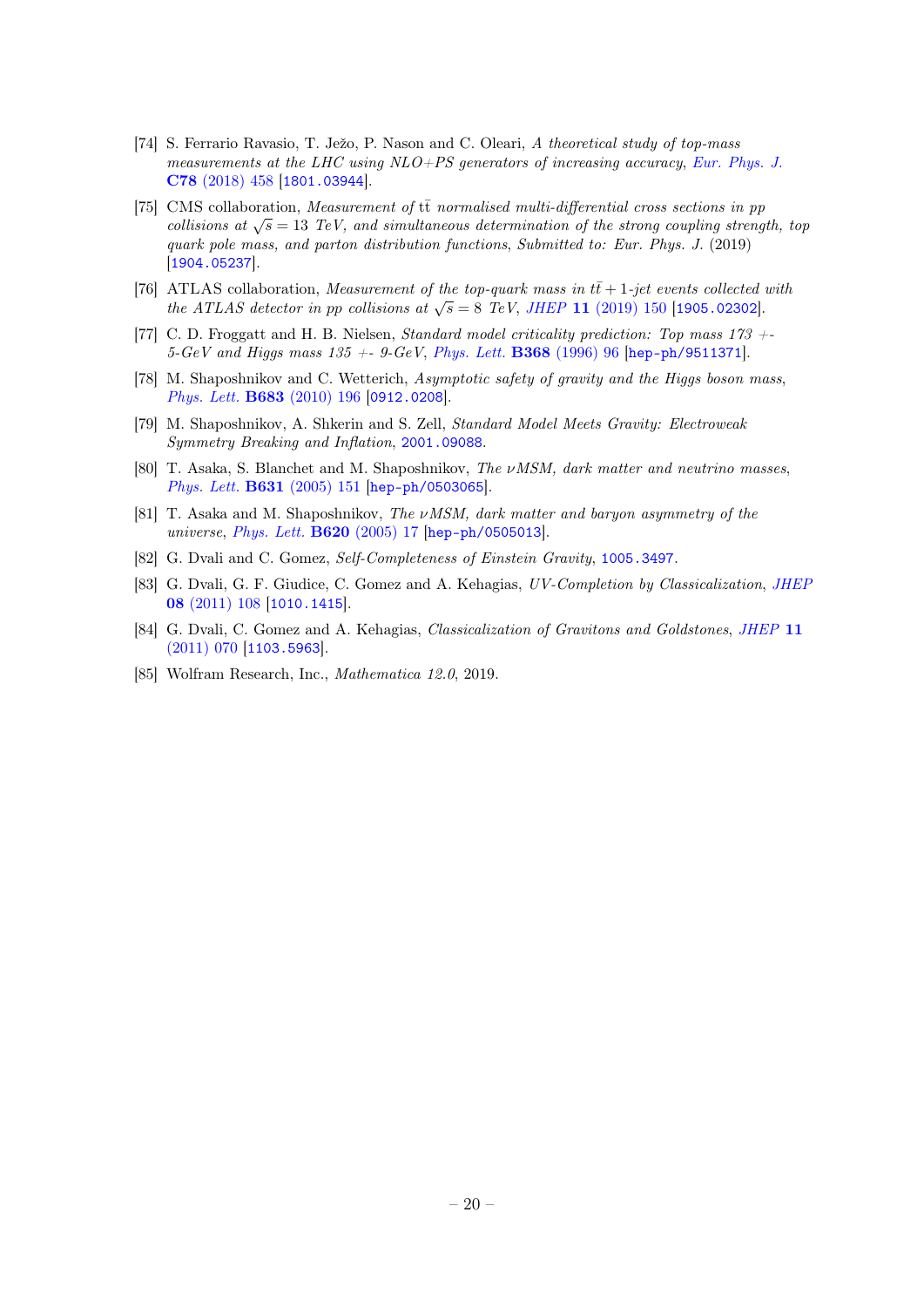[74] S. Ferrario Ravasio, T. Ježo, P. Nason and C. Oleari, *A theoretical study of top-mass measurements at the LHC using NLO+PS generators of increasing accuracy*, *Eur. Phys. J.* **C78** (2018) 458 [1801.03944].

[75] CMS collaboration, *Measurement of* $\mathrm{t\bar{t}}$ *normalised multi-differential cross sections in pp collisions at* $\sqrt{s} = 13$ *TeV, and simultaneous determination of the strong coupling strength, top quark pole mass, and parton distribution functions*, Submitted to: Eur. Phys. J. (2019) [1904.05237].

[76] ATLAS collaboration, *Measurement of the top-quark mass in* $t\bar{t} + 1$*-jet events collected with the ATLAS detector in pp collisions at* $\sqrt{s} = 8$ *TeV*, *JHEP* **11** (2019) 150 [1905.02302].

[77] C. D. Froggatt and H. B. Nielsen, *Standard model criticality prediction: Top mass 173 +- 5-GeV and Higgs mass 135 +- 9-GeV*, *Phys. Lett.* **B368** (1996) 96 [hep-ph/9511371].

[78] M. Shaposhnikov and C. Wetterich, *Asymptotic safety of gravity and the Higgs boson mass*, *Phys. Lett.* **B683** (2010) 196 [0912.0208].

[79] M. Shaposhnikov, A. Shkerin and S. Zell, *Standard Model Meets Gravity: Electroweak Symmetry Breaking and Inflation*, 2001.09088.

[80] T. Asaka, S. Blanchet and M. Shaposhnikov, *The* $\nu$*MSM, dark matter and neutrino masses*, *Phys. Lett.* **B631** (2005) 151 [hep-ph/0503065].

[81] T. Asaka and M. Shaposhnikov, *The* $\nu$*MSM, dark matter and baryon asymmetry of the universe*, *Phys. Lett.* **B620** (2005) 17 [hep-ph/0505013].

[82] G. Dvali and C. Gomez, *Self-Completeness of Einstein Gravity*, 1005.3497.

[83] G. Dvali, G. F. Giudice, C. Gomez and A. Kehagias, *UV-Completion by Classicalization*, *JHEP* **08** (2011) 108 [1010.1415].

[84] G. Dvali, C. Gomez and A. Kehagias, *Classicalization of Gravitons and Goldstones*, *JHEP* **11** (2011) 070 [1103.5963].

[85] Wolfram Research, Inc., *Mathematica 12.0*, 2019.